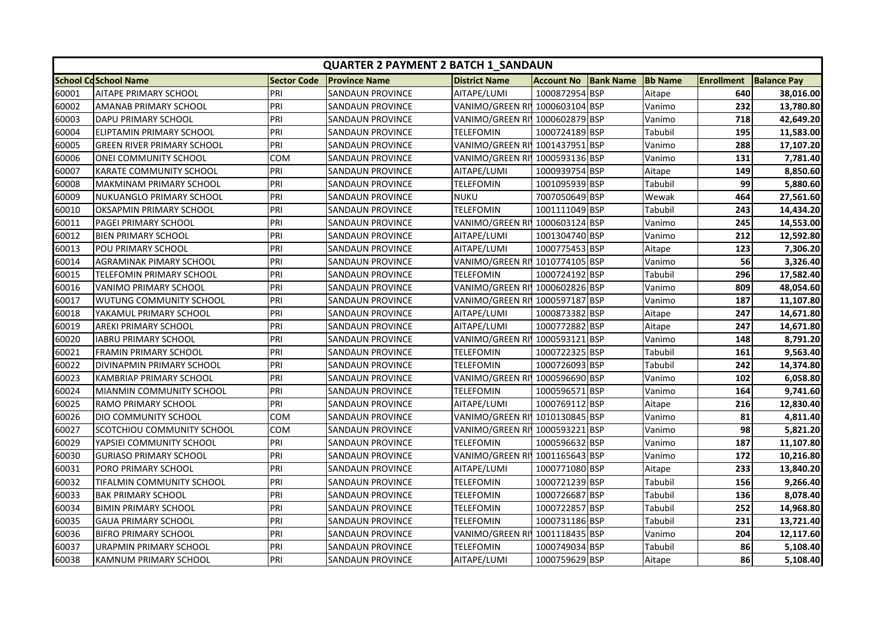# QUARTER 2 PAYMENT 2 BATCH 1_SANDAUN

| School Co | School Name | Sector Code | Province Name | District Name | Account No | Bank Name | Bb Name | Enrollment | Balance Pay |
|---|---|---|---|---|---|---|---|---|---|
| 60001 | AITAPE PRIMARY SCHOOL | PRI | SANDAUN PROVINCE | AITAPE/LUMI | 1000872954 | BSP | Aitape | 640 | 38,016.00 |
| 60002 | AMANAB PRIMARY SCHOOL | PRI | SANDAUN PROVINCE | VANIMO/GREEN RI | 1000603104 | BSP | Vanimo | 232 | 13,780.80 |
| 60003 | DAPU PRIMARY SCHOOL | PRI | SANDAUN PROVINCE | VANIMO/GREEN RI | 1000602879 | BSP | Vanimo | 718 | 42,649.20 |
| 60004 | ELIPTAMIN PRIMARY SCHOOL | PRI | SANDAUN PROVINCE | TELEFOMIN | 1000724189 | BSP | Tabubil | 195 | 11,583.00 |
| 60005 | GREEN RIVER PRIMARY SCHOOL | PRI | SANDAUN PROVINCE | VANIMO/GREEN RI | 1001437951 | BSP | Vanimo | 288 | 17,107.20 |
| 60006 | ONEI COMMUNITY SCHOOL | COM | SANDAUN PROVINCE | VANIMO/GREEN RI | 1000593136 | BSP | Vanimo | 131 | 7,781.40 |
| 60007 | KARATE COMMUNITY SCHOOL | PRI | SANDAUN PROVINCE | AITAPE/LUMI | 1000939754 | BSP | Aitape | 149 | 8,850.60 |
| 60008 | MAKMINAM PRIMARY SCHOOL | PRI | SANDAUN PROVINCE | TELEFOMIN | 1001095939 | BSP | Tabubil | 99 | 5,880.60 |
| 60009 | NUKUANGLO PRIMARY SCHOOL | PRI | SANDAUN PROVINCE | NUKU | 7007050649 | BSP | Wewak | 464 | 27,561.60 |
| 60010 | OKSAPMIN PRIMARY SCHOOL | PRI | SANDAUN PROVINCE | TELEFOMIN | 1001111049 | BSP | Tabubil | 243 | 14,434.20 |
| 60011 | PAGEI PRIMARY SCHOOL | PRI | SANDAUN PROVINCE | VANIMO/GREEN RI | 1000603124 | BSP | Vanimo | 245 | 14,553.00 |
| 60012 | BIEN PRIMARY SCHOOL | PRI | SANDAUN PROVINCE | AITAPE/LUMI | 1001304740 | BSP | Vanimo | 212 | 12,592.80 |
| 60013 | POU PRIMARY SCHOOL | PRI | SANDAUN PROVINCE | AITAPE/LUMI | 1000775453 | BSP | Aitape | 123 | 7,306.20 |
| 60014 | AGRAMINAK PIMARY SCHOOL | PRI | SANDAUN PROVINCE | VANIMO/GREEN RI | 1010774105 | BSP | Vanimo | 56 | 3,326.40 |
| 60015 | TELEFOMIN PRIMARY SCHOOL | PRI | SANDAUN PROVINCE | TELEFOMIN | 1000724192 | BSP | Tabubil | 296 | 17,582.40 |
| 60016 | VANIMO PRIMARY SCHOOL | PRI | SANDAUN PROVINCE | VANIMO/GREEN RI | 1000602826 | BSP | Vanimo | 809 | 48,054.60 |
| 60017 | WUTUNG COMMUNITY SCHOOL | PRI | SANDAUN PROVINCE | VANIMO/GREEN RI | 1000597187 | BSP | Vanimo | 187 | 11,107.80 |
| 60018 | YAKAMUL PRIMARY SCHOOL | PRI | SANDAUN PROVINCE | AITAPE/LUMI | 1000873382 | BSP | Aitape | 247 | 14,671.80 |
| 60019 | AREKI PRIMARY SCHOOL | PRI | SANDAUN PROVINCE | AITAPE/LUMI | 1000772882 | BSP | Aitape | 247 | 14,671.80 |
| 60020 | IABRU PRIMARY SCHOOL | PRI | SANDAUN PROVINCE | VANIMO/GREEN RI | 1000593121 | BSP | Vanimo | 148 | 8,791.20 |
| 60021 | FRAMIN PRIMARY SCHOOL | PRI | SANDAUN PROVINCE | TELEFOMIN | 1000722325 | BSP | Tabubil | 161 | 9,563.40 |
| 60022 | DIVINAPMIN PRIMARY SCHOOL | PRI | SANDAUN PROVINCE | TELEFOMIN | 1000726093 | BSP | Tabubil | 242 | 14,374.80 |
| 60023 | KAMBRIAP PRIMARY SCHOOL | PRI | SANDAUN PROVINCE | VANIMO/GREEN RI | 1000596690 | BSP | Vanimo | 102 | 6,058.80 |
| 60024 | MIANMIN COMMUNITY SCHOOL | PRI | SANDAUN PROVINCE | TELEFOMIN | 1000596571 | BSP | Vanimo | 164 | 9,741.60 |
| 60025 | RAMO PRIMARY SCHOOL | PRI | SANDAUN PROVINCE | AITAPE/LUMI | 1000769112 | BSP | Aitape | 216 | 12,830.40 |
| 60026 | DIO COMMUNITY SCHOOL | COM | SANDAUN PROVINCE | VANIMO/GREEN RI | 1010130845 | BSP | Vanimo | 81 | 4,811.40 |
| 60027 | SCOTCHIOU COMMUNITY SCHOOL | COM | SANDAUN PROVINCE | VANIMO/GREEN RI | 1000593221 | BSP | Vanimo | 98 | 5,821.20 |
| 60029 | YAPSIEI COMMUNITY SCHOOL | PRI | SANDAUN PROVINCE | TELEFOMIN | 1000596632 | BSP | Vanimo | 187 | 11,107.80 |
| 60030 | GURIASO PRIMARY SCHOOL | PRI | SANDAUN PROVINCE | VANIMO/GREEN RI | 1001165643 | BSP | Vanimo | 172 | 10,216.80 |
| 60031 | PORO PRIMARY SCHOOL | PRI | SANDAUN PROVINCE | AITAPE/LUMI | 1000771080 | BSP | Aitape | 233 | 13,840.20 |
| 60032 | TIFALMIN COMMUNITY SCHOOL | PRI | SANDAUN PROVINCE | TELEFOMIN | 1000721239 | BSP | Tabubil | 156 | 9,266.40 |
| 60033 | BAK PRIMARY SCHOOL | PRI | SANDAUN PROVINCE | TELEFOMIN | 1000726687 | BSP | Tabubil | 136 | 8,078.40 |
| 60034 | BIMIN PRIMARY SCHOOL | PRI | SANDAUN PROVINCE | TELEFOMIN | 1000722857 | BSP | Tabubil | 252 | 14,968.80 |
| 60035 | GAUA PRIMARY SCHOOL | PRI | SANDAUN PROVINCE | TELEFOMIN | 1000731186 | BSP | Tabubil | 231 | 13,721.40 |
| 60036 | BIFRO PRIMARY SCHOOL | PRI | SANDAUN PROVINCE | VANIMO/GREEN RI | 1001118435 | BSP | Vanimo | 204 | 12,117.60 |
| 60037 | URAPMIN PRIMARY SCHOOL | PRI | SANDAUN PROVINCE | TELEFOMIN | 1000749034 | BSP | Tabubil | 86 | 5,108.40 |
| 60038 | KAMNUM PRIMARY SCHOOL | PRI | SANDAUN PROVINCE | AITAPE/LUMI | 1000759629 | BSP | Aitape | 86 | 5,108.40 |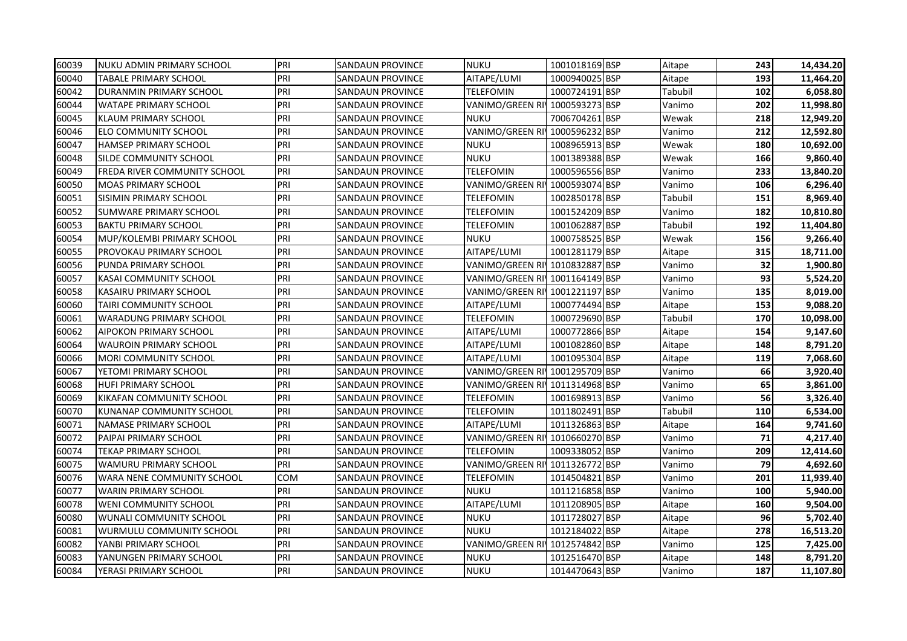| | | | | | | | | | |
|---|---|---|---|---|---|---|---|---|---|
| 60039 | NUKU ADMIN PRIMARY SCHOOL | PRI | SANDAUN PROVINCE | NUKU | 1001018169 | BSP | Aitape | 243 | 14,434.20 |
| 60040 | TABALE PRIMARY SCHOOL | PRI | SANDAUN PROVINCE | AITAPE/LUMI | 1000940025 | BSP | Aitape | 193 | 11,464.20 |
| 60042 | DURANMIN PRIMARY SCHOOL | PRI | SANDAUN PROVINCE | TELEFOMIN | 1000724191 | BSP | Tabubil | 102 | 6,058.80 |
| 60044 | WATAPE PRIMARY SCHOOL | PRI | SANDAUN PROVINCE | VANIMO/GREEN RI | 1000593273 | BSP | Vanimo | 202 | 11,998.80 |
| 60045 | KLAUM PRIMARY SCHOOL | PRI | SANDAUN PROVINCE | NUKU | 7006704261 | BSP | Wewak | 218 | 12,949.20 |
| 60046 | ELO COMMUNITY SCHOOL | PRI | SANDAUN PROVINCE | VANIMO/GREEN RI | 1000596232 | BSP | Vanimo | 212 | 12,592.80 |
| 60047 | HAMSEP PRIMARY SCHOOL | PRI | SANDAUN PROVINCE | NUKU | 1008965913 | BSP | Wewak | 180 | 10,692.00 |
| 60048 | SILDE COMMUNITY SCHOOL | PRI | SANDAUN PROVINCE | NUKU | 1001389388 | BSP | Wewak | 166 | 9,860.40 |
| 60049 | FREDA RIVER COMMUNITY SCHOOL | PRI | SANDAUN PROVINCE | TELEFOMIN | 1000596556 | BSP | Vanimo | 233 | 13,840.20 |
| 60050 | MOAS PRIMARY SCHOOL | PRI | SANDAUN PROVINCE | VANIMO/GREEN RI | 1000593074 | BSP | Vanimo | 106 | 6,296.40 |
| 60051 | SISIMIN PRIMARY SCHOOL | PRI | SANDAUN PROVINCE | TELEFOMIN | 1002850178 | BSP | Tabubil | 151 | 8,969.40 |
| 60052 | SUMWARE PRIMARY SCHOOL | PRI | SANDAUN PROVINCE | TELEFOMIN | 1001524209 | BSP | Vanimo | 182 | 10,810.80 |
| 60053 | BAKTU PRIMARY SCHOOL | PRI | SANDAUN PROVINCE | TELEFOMIN | 1001062887 | BSP | Tabubil | 192 | 11,404.80 |
| 60054 | MUP/KOLEMBI PRIMARY SCHOOL | PRI | SANDAUN PROVINCE | NUKU | 1000758525 | BSP | Wewak | 156 | 9,266.40 |
| 60055 | PROVOKAU PRIMARY SCHOOL | PRI | SANDAUN PROVINCE | AITAPE/LUMI | 1001281179 | BSP | Aitape | 315 | 18,711.00 |
| 60056 | PUNDA PRIMARY SCHOOL | PRI | SANDAUN PROVINCE | VANIMO/GREEN RI | 1010832887 | BSP | Vanimo | 32 | 1,900.80 |
| 60057 | KASAI COMMUNITY SCHOOL | PRI | SANDAUN PROVINCE | VANIMO/GREEN RI | 1001164149 | BSP | Vanimo | 93 | 5,524.20 |
| 60058 | KASAIRU PRIMARY SCHOOL | PRI | SANDAUN PROVINCE | VANIMO/GREEN RI | 1001221197 | BSP | Vanimo | 135 | 8,019.00 |
| 60060 | TAIRI COMMUNITY SCHOOL | PRI | SANDAUN PROVINCE | AITAPE/LUMI | 1000774494 | BSP | Aitape | 153 | 9,088.20 |
| 60061 | WARADUNG PRIMARY SCHOOL | PRI | SANDAUN PROVINCE | TELEFOMIN | 1000729690 | BSP | Tabubil | 170 | 10,098.00 |
| 60062 | AIPOKON PRIMARY SCHOOL | PRI | SANDAUN PROVINCE | AITAPE/LUMI | 1000772866 | BSP | Aitape | 154 | 9,147.60 |
| 60064 | WAUROIN PRIMARY SCHOOL | PRI | SANDAUN PROVINCE | AITAPE/LUMI | 1001082860 | BSP | Aitape | 148 | 8,791.20 |
| 60066 | MORI COMMUNITY SCHOOL | PRI | SANDAUN PROVINCE | AITAPE/LUMI | 1001095304 | BSP | Aitape | 119 | 7,068.60 |
| 60067 | YETOMI PRIMARY SCHOOL | PRI | SANDAUN PROVINCE | VANIMO/GREEN RI | 1001295709 | BSP | Vanimo | 66 | 3,920.40 |
| 60068 | HUFI PRIMARY SCHOOL | PRI | SANDAUN PROVINCE | VANIMO/GREEN RI | 1011314968 | BSP | Vanimo | 65 | 3,861.00 |
| 60069 | KIKAFAN COMMUNITY SCHOOL | PRI | SANDAUN PROVINCE | TELEFOMIN | 1001698913 | BSP | Vanimo | 56 | 3,326.40 |
| 60070 | KUNANAP COMMUNITY SCHOOL | PRI | SANDAUN PROVINCE | TELEFOMIN | 1011802491 | BSP | Tabubil | 110 | 6,534.00 |
| 60071 | NAMASE PRIMARY SCHOOL | PRI | SANDAUN PROVINCE | AITAPE/LUMI | 1011326863 | BSP | Aitape | 164 | 9,741.60 |
| 60072 | PAIPAI PRIMARY SCHOOL | PRI | SANDAUN PROVINCE | VANIMO/GREEN RI | 1010660270 | BSP | Vanimo | 71 | 4,217.40 |
| 60074 | TEKAP PRIMARY SCHOOL | PRI | SANDAUN PROVINCE | TELEFOMIN | 1009338052 | BSP | Vanimo | 209 | 12,414.60 |
| 60075 | WAMURU PRIMARY SCHOOL | PRI | SANDAUN PROVINCE | VANIMO/GREEN RI | 1011326772 | BSP | Vanimo | 79 | 4,692.60 |
| 60076 | WARA NENE COMMUNITY SCHOOL | COM | SANDAUN PROVINCE | TELEFOMIN | 1014504821 | BSP | Vanimo | 201 | 11,939.40 |
| 60077 | WARIN PRIMARY SCHOOL | PRI | SANDAUN PROVINCE | NUKU | 1011216858 | BSP | Vanimo | 100 | 5,940.00 |
| 60078 | WENI COMMUNITY SCHOOL | PRI | SANDAUN PROVINCE | AITAPE/LUMI | 1011208905 | BSP | Aitape | 160 | 9,504.00 |
| 60080 | WUNALI COMMUNITY SCHOOL | PRI | SANDAUN PROVINCE | NUKU | 1011728027 | BSP | Aitape | 96 | 5,702.40 |
| 60081 | WURMULU COMMUNITY SCHOOL | PRI | SANDAUN PROVINCE | NUKU | 1012184022 | BSP | Aitape | 278 | 16,513.20 |
| 60082 | YANBI PRIMARY SCHOOL | PRI | SANDAUN PROVINCE | VANIMO/GREEN RI | 1012574842 | BSP | Vanimo | 125 | 7,425.00 |
| 60083 | YANUNGEN PRIMARY SCHOOL | PRI | SANDAUN PROVINCE | NUKU | 1012516470 | BSP | Aitape | 148 | 8,791.20 |
| 60084 | YERASI PRIMARY SCHOOL | PRI | SANDAUN PROVINCE | NUKU | 1014470643 | BSP | Vanimo | 187 | 11,107.80 |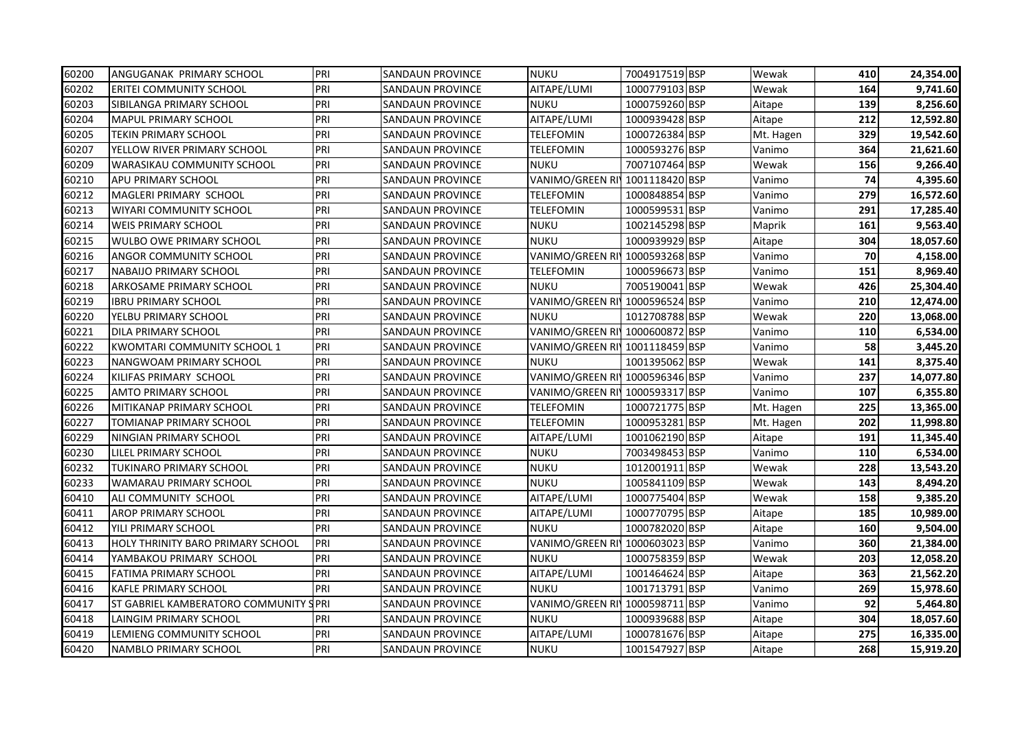| 60200 | ANGUGANAK PRIMARY SCHOOL | PRI | SANDAUN PROVINCE | NUKU | 7004917519 | BSP | Wewak | 410 | 24,354.00 |
|---|---|---|---|---|---|---|---|---|---|
| 60202 | ERITEI COMMUNITY SCHOOL | PRI | SANDAUN PROVINCE | AITAPE/LUMI | 1000779103 | BSP | Wewak | 164 | 9,741.60 |
| 60203 | SIBILANGA PRIMARY SCHOOL | PRI | SANDAUN PROVINCE | NUKU | 1000759260 | BSP | Aitape | 139 | 8,256.60 |
| 60204 | MAPUL PRIMARY SCHOOL | PRI | SANDAUN PROVINCE | AITAPE/LUMI | 1000939428 | BSP | Aitape | 212 | 12,592.80 |
| 60205 | TEKIN PRIMARY SCHOOL | PRI | SANDAUN PROVINCE | TELEFOMIN | 1000726384 | BSP | Mt. Hagen | 329 | 19,542.60 |
| 60207 | YELLOW RIVER PRIMARY SCHOOL | PRI | SANDAUN PROVINCE | TELEFOMIN | 1000593276 | BSP | Vanimo | 364 | 21,621.60 |
| 60209 | WARASIKAU COMMUNITY SCHOOL | PRI | SANDAUN PROVINCE | NUKU | 7007107464 | BSP | Wewak | 156 | 9,266.40 |
| 60210 | APU PRIMARY SCHOOL | PRI | SANDAUN PROVINCE | VANIMO/GREEN RI | 1001118420 | BSP | Vanimo | 74 | 4,395.60 |
| 60212 | MAGLERI PRIMARY SCHOOL | PRI | SANDAUN PROVINCE | TELEFOMIN | 1000848854 | BSP | Vanimo | 279 | 16,572.60 |
| 60213 | WIYARI COMMUNITY SCHOOL | PRI | SANDAUN PROVINCE | TELEFOMIN | 1000599531 | BSP | Vanimo | 291 | 17,285.40 |
| 60214 | WEIS PRIMARY SCHOOL | PRI | SANDAUN PROVINCE | NUKU | 1002145298 | BSP | Maprik | 161 | 9,563.40 |
| 60215 | WULBO OWE PRIMARY SCHOOL | PRI | SANDAUN PROVINCE | NUKU | 1000939929 | BSP | Aitape | 304 | 18,057.60 |
| 60216 | ANGOR COMMUNITY SCHOOL | PRI | SANDAUN PROVINCE | VANIMO/GREEN RI | 1000593268 | BSP | Vanimo | 70 | 4,158.00 |
| 60217 | NABAIJO PRIMARY SCHOOL | PRI | SANDAUN PROVINCE | TELEFOMIN | 1000596673 | BSP | Vanimo | 151 | 8,969.40 |
| 60218 | ARKOSAME PRIMARY SCHOOL | PRI | SANDAUN PROVINCE | NUKU | 7005190041 | BSP | Wewak | 426 | 25,304.40 |
| 60219 | IBRU PRIMARY SCHOOL | PRI | SANDAUN PROVINCE | VANIMO/GREEN RI | 1000596524 | BSP | Vanimo | 210 | 12,474.00 |
| 60220 | YELBU PRIMARY SCHOOL | PRI | SANDAUN PROVINCE | NUKU | 1012708788 | BSP | Wewak | 220 | 13,068.00 |
| 60221 | DILA PRIMARY SCHOOL | PRI | SANDAUN PROVINCE | VANIMO/GREEN RI | 1000600872 | BSP | Vanimo | 110 | 6,534.00 |
| 60222 | KWOMTARI COMMUNITY SCHOOL 1 | PRI | SANDAUN PROVINCE | VANIMO/GREEN RI | 1001118459 | BSP | Vanimo | 58 | 3,445.20 |
| 60223 | NANGWOAM PRIMARY SCHOOL | PRI | SANDAUN PROVINCE | NUKU | 1001395062 | BSP | Wewak | 141 | 8,375.40 |
| 60224 | KILIFAS PRIMARY SCHOOL | PRI | SANDAUN PROVINCE | VANIMO/GREEN RI | 1000596346 | BSP | Vanimo | 237 | 14,077.80 |
| 60225 | AMTO PRIMARY SCHOOL | PRI | SANDAUN PROVINCE | VANIMO/GREEN RI | 1000593317 | BSP | Vanimo | 107 | 6,355.80 |
| 60226 | MITIKANAP PRIMARY SCHOOL | PRI | SANDAUN PROVINCE | TELEFOMIN | 1000721775 | BSP | Mt. Hagen | 225 | 13,365.00 |
| 60227 | TOMIANAP PRIMARY SCHOOL | PRI | SANDAUN PROVINCE | TELEFOMIN | 1000953281 | BSP | Mt. Hagen | 202 | 11,998.80 |
| 60229 | NINGIAN PRIMARY SCHOOL | PRI | SANDAUN PROVINCE | AITAPE/LUMI | 1001062190 | BSP | Aitape | 191 | 11,345.40 |
| 60230 | LILEL PRIMARY SCHOOL | PRI | SANDAUN PROVINCE | NUKU | 7003498453 | BSP | Vanimo | 110 | 6,534.00 |
| 60232 | TUKINARO PRIMARY SCHOOL | PRI | SANDAUN PROVINCE | NUKU | 1012001911 | BSP | Wewak | 228 | 13,543.20 |
| 60233 | WAMARAU PRIMARY SCHOOL | PRI | SANDAUN PROVINCE | NUKU | 1005841109 | BSP | Wewak | 143 | 8,494.20 |
| 60410 | ALI COMMUNITY SCHOOL | PRI | SANDAUN PROVINCE | AITAPE/LUMI | 1000775404 | BSP | Wewak | 158 | 9,385.20 |
| 60411 | AROP PRIMARY SCHOOL | PRI | SANDAUN PROVINCE | AITAPE/LUMI | 1000770795 | BSP | Aitape | 185 | 10,989.00 |
| 60412 | YILI PRIMARY SCHOOL | PRI | SANDAUN PROVINCE | NUKU | 1000782020 | BSP | Aitape | 160 | 9,504.00 |
| 60413 | HOLY THRINITY BARO PRIMARY SCHOOL | PRI | SANDAUN PROVINCE | VANIMO/GREEN RI | 1000603023 | BSP | Vanimo | 360 | 21,384.00 |
| 60414 | YAMBAKOU PRIMARY SCHOOL | PRI | SANDAUN PROVINCE | NUKU | 1000758359 | BSP | Wewak | 203 | 12,058.20 |
| 60415 | FATIMA PRIMARY SCHOOL | PRI | SANDAUN PROVINCE | AITAPE/LUMI | 1001464624 | BSP | Aitape | 363 | 21,562.20 |
| 60416 | KAFLE PRIMARY SCHOOL | PRI | SANDAUN PROVINCE | NUKU | 1001713791 | BSP | Vanimo | 269 | 15,978.60 |
| 60417 | ST GABRIEL KAMBERATORO COMMUNITY S | PRI | SANDAUN PROVINCE | VANIMO/GREEN RI | 1000598711 | BSP | Vanimo | 92 | 5,464.80 |
| 60418 | LAINGIM PRIMARY SCHOOL | PRI | SANDAUN PROVINCE | NUKU | 1000939688 | BSP | Aitape | 304 | 18,057.60 |
| 60419 | LEMIENG COMMUNITY SCHOOL | PRI | SANDAUN PROVINCE | AITAPE/LUMI | 1000781676 | BSP | Aitape | 275 | 16,335.00 |
| 60420 | NAMBLO PRIMARY SCHOOL | PRI | SANDAUN PROVINCE | NUKU | 1001547927 | BSP | Aitape | 268 | 15,919.20 |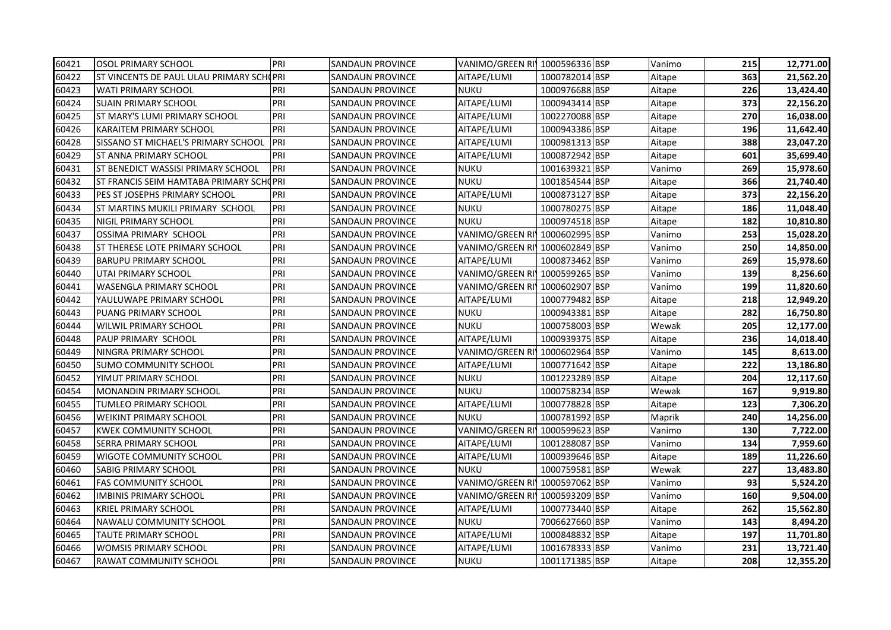| | | | | | | | | | |
|---|---|---|---|---|---|---|---|---|---|
| 60421 | OSOL PRIMARY SCHOOL | PRI | SANDAUN PROVINCE | VANIMO/GREEN RI | 1000596336 | BSP | Vanimo | 215 | 12,771.00 |
| 60422 | ST VINCENTS DE PAUL ULAU PRIMARY SCH | PRI | SANDAUN PROVINCE | AITAPE/LUMI | 1000782014 | BSP | Aitape | 363 | 21,562.20 |
| 60423 | WATI PRIMARY SCHOOL | PRI | SANDAUN PROVINCE | NUKU | 1000976688 | BSP | Aitape | 226 | 13,424.40 |
| 60424 | SUAIN PRIMARY SCHOOL | PRI | SANDAUN PROVINCE | AITAPE/LUMI | 1000943414 | BSP | Aitape | 373 | 22,156.20 |
| 60425 | ST MARY'S LUMI PRIMARY SCHOOL | PRI | SANDAUN PROVINCE | AITAPE/LUMI | 1002270088 | BSP | Aitape | 270 | 16,038.00 |
| 60426 | KARAITEM PRIMARY SCHOOL | PRI | SANDAUN PROVINCE | AITAPE/LUMI | 1000943386 | BSP | Aitape | 196 | 11,642.40 |
| 60428 | SISSANO ST MICHAEL'S PRIMARY SCHOOL | PRI | SANDAUN PROVINCE | AITAPE/LUMI | 1000981313 | BSP | Aitape | 388 | 23,047.20 |
| 60429 | ST ANNA PRIMARY SCHOOL | PRI | SANDAUN PROVINCE | AITAPE/LUMI | 1000872942 | BSP | Aitape | 601 | 35,699.40 |
| 60431 | ST BENEDICT WASSISI PRIMARY SCHOOL | PRI | SANDAUN PROVINCE | NUKU | 1001639321 | BSP | Vanimo | 269 | 15,978.60 |
| 60432 | ST FRANCIS SEIM HAMTABA PRIMARY SCH | PRI | SANDAUN PROVINCE | NUKU | 1001854544 | BSP | Aitape | 366 | 21,740.40 |
| 60433 | PES ST JOSEPHS PRIMARY SCHOOL | PRI | SANDAUN PROVINCE | AITAPE/LUMI | 1000873127 | BSP | Aitape | 373 | 22,156.20 |
| 60434 | ST MARTINS MUKILI PRIMARY SCHOOL | PRI | SANDAUN PROVINCE | NUKU | 1000780275 | BSP | Aitape | 186 | 11,048.40 |
| 60435 | NIGIL PRIMARY SCHOOL | PRI | SANDAUN PROVINCE | NUKU | 1000974518 | BSP | Aitape | 182 | 10,810.80 |
| 60437 | OSSIMA PRIMARY SCHOOL | PRI | SANDAUN PROVINCE | VANIMO/GREEN RI | 1000602995 | BSP | Vanimo | 253 | 15,028.20 |
| 60438 | ST THERESE LOTE PRIMARY SCHOOL | PRI | SANDAUN PROVINCE | VANIMO/GREEN RI | 1000602849 | BSP | Vanimo | 250 | 14,850.00 |
| 60439 | BARUPU PRIMARY SCHOOL | PRI | SANDAUN PROVINCE | AITAPE/LUMI | 1000873462 | BSP | Vanimo | 269 | 15,978.60 |
| 60440 | UTAI PRIMARY SCHOOL | PRI | SANDAUN PROVINCE | VANIMO/GREEN RI | 1000599265 | BSP | Vanimo | 139 | 8,256.60 |
| 60441 | WASENGLA PRIMARY SCHOOL | PRI | SANDAUN PROVINCE | VANIMO/GREEN RI | 1000602907 | BSP | Vanimo | 199 | 11,820.60 |
| 60442 | YAULUWAPE PRIMARY SCHOOL | PRI | SANDAUN PROVINCE | AITAPE/LUMI | 1000779482 | BSP | Aitape | 218 | 12,949.20 |
| 60443 | PUANG PRIMARY SCHOOL | PRI | SANDAUN PROVINCE | NUKU | 1000943381 | BSP | Aitape | 282 | 16,750.80 |
| 60444 | WILWIL PRIMARY SCHOOL | PRI | SANDAUN PROVINCE | NUKU | 1000758003 | BSP | Wewak | 205 | 12,177.00 |
| 60448 | PAUP PRIMARY SCHOOL | PRI | SANDAUN PROVINCE | AITAPE/LUMI | 1000939375 | BSP | Aitape | 236 | 14,018.40 |
| 60449 | NINGRA PRIMARY SCHOOL | PRI | SANDAUN PROVINCE | VANIMO/GREEN RI | 1000602964 | BSP | Vanimo | 145 | 8,613.00 |
| 60450 | SUMO COMMUNITY SCHOOL | PRI | SANDAUN PROVINCE | AITAPE/LUMI | 1000771642 | BSP | Aitape | 222 | 13,186.80 |
| 60452 | YIMUT PRIMARY SCHOOL | PRI | SANDAUN PROVINCE | NUKU | 1001223289 | BSP | Aitape | 204 | 12,117.60 |
| 60454 | MONANDIN PRIMARY SCHOOL | PRI | SANDAUN PROVINCE | NUKU | 1000758234 | BSP | Wewak | 167 | 9,919.80 |
| 60455 | TUMLEO PRIMARY SCHOOL | PRI | SANDAUN PROVINCE | AITAPE/LUMI | 1000778828 | BSP | Aitape | 123 | 7,306.20 |
| 60456 | WEIKINT PRIMARY SCHOOL | PRI | SANDAUN PROVINCE | NUKU | 1000781992 | BSP | Maprik | 240 | 14,256.00 |
| 60457 | KWEK COMMUNITY SCHOOL | PRI | SANDAUN PROVINCE | VANIMO/GREEN RI | 1000599623 | BSP | Vanimo | 130 | 7,722.00 |
| 60458 | SERRA PRIMARY SCHOOL | PRI | SANDAUN PROVINCE | AITAPE/LUMI | 1001288087 | BSP | Vanimo | 134 | 7,959.60 |
| 60459 | WIGOTE COMMUNITY SCHOOL | PRI | SANDAUN PROVINCE | AITAPE/LUMI | 1000939646 | BSP | Aitape | 189 | 11,226.60 |
| 60460 | SABIG PRIMARY SCHOOL | PRI | SANDAUN PROVINCE | NUKU | 1000759581 | BSP | Wewak | 227 | 13,483.80 |
| 60461 | FAS COMMUNITY SCHOOL | PRI | SANDAUN PROVINCE | VANIMO/GREEN RI | 1000597062 | BSP | Vanimo | 93 | 5,524.20 |
| 60462 | IMBINIS PRIMARY SCHOOL | PRI | SANDAUN PROVINCE | VANIMO/GREEN RI | 1000593209 | BSP | Vanimo | 160 | 9,504.00 |
| 60463 | KRIEL PRIMARY SCHOOL | PRI | SANDAUN PROVINCE | AITAPE/LUMI | 1000773440 | BSP | Aitape | 262 | 15,562.80 |
| 60464 | NAWALU COMMUNITY SCHOOL | PRI | SANDAUN PROVINCE | NUKU | 7006627660 | BSP | Vanimo | 143 | 8,494.20 |
| 60465 | TAUTE PRIMARY SCHOOL | PRI | SANDAUN PROVINCE | AITAPE/LUMI | 1000848832 | BSP | Aitape | 197 | 11,701.80 |
| 60466 | WOMSIS PRIMARY SCHOOL | PRI | SANDAUN PROVINCE | AITAPE/LUMI | 1001678333 | BSP | Vanimo | 231 | 13,721.40 |
| 60467 | RAWAT COMMUNITY SCHOOL | PRI | SANDAUN PROVINCE | NUKU | 1001171385 | BSP | Aitape | 208 | 12,355.20 |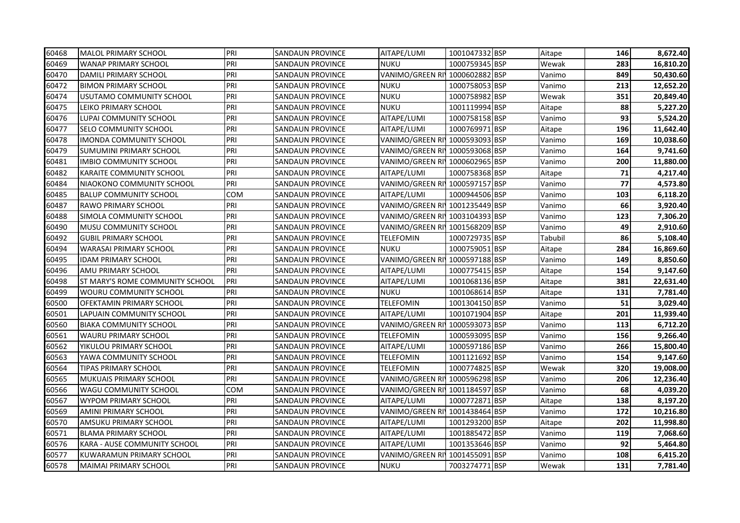| 60468 | MALOL PRIMARY SCHOOL | PRI | SANDAUN PROVINCE | AITAPE/LUMI | 1001047332 | BSP | Aitape | 146 | 8,672.40 |
|---|---|---|---|---|---|---|---|---|---|
| 60469 | WANAP PRIMARY SCHOOL | PRI | SANDAUN PROVINCE | NUKU | 1000759345 | BSP | Wewak | 283 | 16,810.20 |
| 60470 | DAMILI PRIMARY SCHOOL | PRI | SANDAUN PROVINCE | VANIMO/GREEN RI | 1000602882 | BSP | Vanimo | 849 | 50,430.60 |
| 60472 | BIMON PRIMARY SCHOOL | PRI | SANDAUN PROVINCE | NUKU | 1000758053 | BSP | Vanimo | 213 | 12,652.20 |
| 60474 | USUTAMO COMMUNITY SCHOOL | PRI | SANDAUN PROVINCE | NUKU | 1000758982 | BSP | Wewak | 351 | 20,849.40 |
| 60475 | LEIKO PRIMARY SCHOOL | PRI | SANDAUN PROVINCE | NUKU | 1001119994 | BSP | Aitape | 88 | 5,227.20 |
| 60476 | LUPAI COMMUNITY SCHOOL | PRI | SANDAUN PROVINCE | AITAPE/LUMI | 1000758158 | BSP | Vanimo | 93 | 5,524.20 |
| 60477 | SELO COMMUNITY SCHOOL | PRI | SANDAUN PROVINCE | AITAPE/LUMI | 1000769971 | BSP | Aitape | 196 | 11,642.40 |
| 60478 | IMONDA COMMUNITY SCHOOL | PRI | SANDAUN PROVINCE | VANIMO/GREEN RI | 1000593093 | BSP | Vanimo | 169 | 10,038.60 |
| 60479 | SUMUMINI PRIMARY SCHOOL | PRI | SANDAUN PROVINCE | VANIMO/GREEN RI | 1000593068 | BSP | Vanimo | 164 | 9,741.60 |
| 60481 | IMBIO COMMUNITY SCHOOL | PRI | SANDAUN PROVINCE | VANIMO/GREEN RI | 1000602965 | BSP | Vanimo | 200 | 11,880.00 |
| 60482 | KARAITE COMMUNITY SCHOOL | PRI | SANDAUN PROVINCE | AITAPE/LUMI | 1000758368 | BSP | Aitape | 71 | 4,217.40 |
| 60484 | NIAOKONO COMMUNITY SCHOOL | PRI | SANDAUN PROVINCE | VANIMO/GREEN RI | 1000597157 | BSP | Vanimo | 77 | 4,573.80 |
| 60485 | BALUP COMMUNITY SCHOOL | COM | SANDAUN PROVINCE | AITAPE/LUMI | 1000944506 | BSP | Vanimo | 103 | 6,118.20 |
| 60487 | RAWO PRIMARY SCHOOL | PRI | SANDAUN PROVINCE | VANIMO/GREEN RI | 1001235449 | BSP | Vanimo | 66 | 3,920.40 |
| 60488 | SIMOLA COMMUNITY SCHOOL | PRI | SANDAUN PROVINCE | VANIMO/GREEN RI | 1003104393 | BSP | Vanimo | 123 | 7,306.20 |
| 60490 | MUSU COMMUNITY SCHOOL | PRI | SANDAUN PROVINCE | VANIMO/GREEN RI | 1001568209 | BSP | Vanimo | 49 | 2,910.60 |
| 60492 | GUBIL PRIMARY SCHOOL | PRI | SANDAUN PROVINCE | TELEFOMIN | 1000729735 | BSP | Tabubil | 86 | 5,108.40 |
| 60494 | WARASAI PRIMARY SCHOOL | PRI | SANDAUN PROVINCE | NUKU | 1000759051 | BSP | Aitape | 284 | 16,869.60 |
| 60495 | IDAM PRIMARY SCHOOL | PRI | SANDAUN PROVINCE | VANIMO/GREEN RI | 1000597188 | BSP | Vanimo | 149 | 8,850.60 |
| 60496 | AMU PRIMARY SCHOOL | PRI | SANDAUN PROVINCE | AITAPE/LUMI | 1000775415 | BSP | Aitape | 154 | 9,147.60 |
| 60498 | ST MARY'S ROME COMMUNITY SCHOOL | PRI | SANDAUN PROVINCE | AITAPE/LUMI | 1001068136 | BSP | Aitape | 381 | 22,631.40 |
| 60499 | WOURU COMMUNITY SCHOOL | PRI | SANDAUN PROVINCE | NUKU | 1001068614 | BSP | Aitape | 131 | 7,781.40 |
| 60500 | OFEKTAMIN PRIMARY SCHOOL | PRI | SANDAUN PROVINCE | TELEFOMIN | 1001304150 | BSP | Vanimo | 51 | 3,029.40 |
| 60501 | LAPUAIN COMMUNITY SCHOOL | PRI | SANDAUN PROVINCE | AITAPE/LUMI | 1001071904 | BSP | Aitape | 201 | 11,939.40 |
| 60560 | BIAKA COMMUNITY SCHOOL | PRI | SANDAUN PROVINCE | VANIMO/GREEN RI | 1000593073 | BSP | Vanimo | 113 | 6,712.20 |
| 60561 | WAURU PRIMARY SCHOOL | PRI | SANDAUN PROVINCE | TELEFOMIN | 1000593095 | BSP | Vanimo | 156 | 9,266.40 |
| 60562 | YIKULOU PRIMARY SCHOOL | PRI | SANDAUN PROVINCE | AITAPE/LUMI | 1000597186 | BSP | Vanimo | 266 | 15,800.40 |
| 60563 | YAWA COMMUNITY SCHOOL | PRI | SANDAUN PROVINCE | TELEFOMIN | 1001121692 | BSP | Vanimo | 154 | 9,147.60 |
| 60564 | TIPAS PRIMARY SCHOOL | PRI | SANDAUN PROVINCE | TELEFOMIN | 1000774825 | BSP | Wewak | 320 | 19,008.00 |
| 60565 | MUKUAIS PRIMARY SCHOOL | PRI | SANDAUN PROVINCE | VANIMO/GREEN RI | 1000596298 | BSP | Vanimo | 206 | 12,236.40 |
| 60566 | WAGU COMMUNITY SCHOOL | COM | SANDAUN PROVINCE | VANIMO/GREEN RI | 1001184597 | BSP | Vanimo | 68 | 4,039.20 |
| 60567 | WYPOM PRIMARY SCHOOL | PRI | SANDAUN PROVINCE | AITAPE/LUMI | 1000772871 | BSP | Aitape | 138 | 8,197.20 |
| 60569 | AMINI PRIMARY SCHOOL | PRI | SANDAUN PROVINCE | VANIMO/GREEN RI | 1001438464 | BSP | Vanimo | 172 | 10,216.80 |
| 60570 | AMSUKU PRIMARY SCHOOL | PRI | SANDAUN PROVINCE | AITAPE/LUMI | 1001293200 | BSP | Aitape | 202 | 11,998.80 |
| 60571 | BLAMA PRIMARY SCHOOL | PRI | SANDAUN PROVINCE | AITAPE/LUMI | 1001885472 | BSP | Vanimo | 119 | 7,068.60 |
| 60576 | KARA - AUSE COMMUNITY SCHOOL | PRI | SANDAUN PROVINCE | AITAPE/LUMI | 1001353646 | BSP | Vanimo | 92 | 5,464.80 |
| 60577 | KUWARAMUN PRIMARY SCHOOL | PRI | SANDAUN PROVINCE | VANIMO/GREEN RI | 1001455091 | BSP | Vanimo | 108 | 6,415.20 |
| 60578 | MAIMAI PRIMARY SCHOOL | PRI | SANDAUN PROVINCE | NUKU | 7003274771 | BSP | Wewak | 131 | 7,781.40 |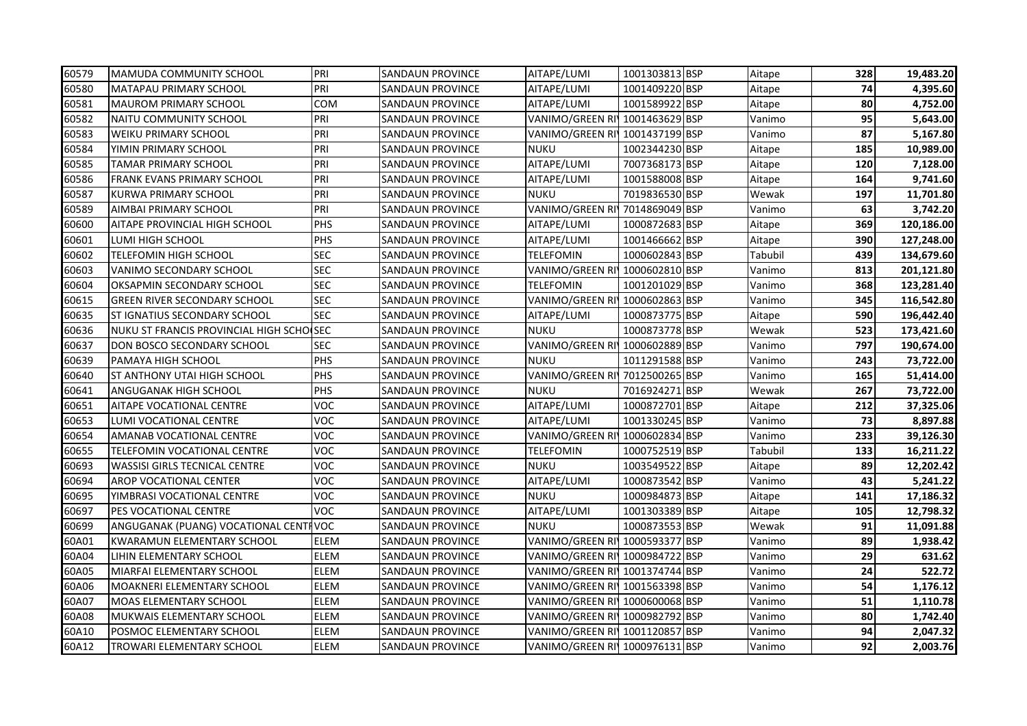| | | | | | | | | | |
|---|---|---|---|---|---|---|---|---|---|
| 60579 | MAMUDA COMMUNITY SCHOOL | PRI | SANDAUN PROVINCE | AITAPE/LUMI | 1001303813 | BSP | Aitape | 328 | 19,483.20 |
| 60580 | MATAPAU PRIMARY SCHOOL | PRI | SANDAUN PROVINCE | AITAPE/LUMI | 1001409220 | BSP | Aitape | 74 | 4,395.60 |
| 60581 | MAUROM PRIMARY SCHOOL | COM | SANDAUN PROVINCE | AITAPE/LUMI | 1001589922 | BSP | Aitape | 80 | 4,752.00 |
| 60582 | NAITU COMMUNITY SCHOOL | PRI | SANDAUN PROVINCE | VANIMO/GREEN RI | 1001463629 | BSP | Vanimo | 95 | 5,643.00 |
| 60583 | WEIKU PRIMARY SCHOOL | PRI | SANDAUN PROVINCE | VANIMO/GREEN RI | 1001437199 | BSP | Vanimo | 87 | 5,167.80 |
| 60584 | YIMIN PRIMARY SCHOOL | PRI | SANDAUN PROVINCE | NUKU | 1002344230 | BSP | Aitape | 185 | 10,989.00 |
| 60585 | TAMAR PRIMARY SCHOOL | PRI | SANDAUN PROVINCE | AITAPE/LUMI | 7007368173 | BSP | Aitape | 120 | 7,128.00 |
| 60586 | FRANK EVANS PRIMARY SCHOOL | PRI | SANDAUN PROVINCE | AITAPE/LUMI | 1001588008 | BSP | Aitape | 164 | 9,741.60 |
| 60587 | KURWA PRIMARY SCHOOL | PRI | SANDAUN PROVINCE | NUKU | 7019836530 | BSP | Wewak | 197 | 11,701.80 |
| 60589 | AIMBAI PRIMARY SCHOOL | PRI | SANDAUN PROVINCE | VANIMO/GREEN RI | 7014869049 | BSP | Vanimo | 63 | 3,742.20 |
| 60600 | AITAPE PROVINCIAL HIGH SCHOOL | PHS | SANDAUN PROVINCE | AITAPE/LUMI | 1000872683 | BSP | Aitape | 369 | 120,186.00 |
| 60601 | LUMI HIGH SCHOOL | PHS | SANDAUN PROVINCE | AITAPE/LUMI | 1001466662 | BSP | Aitape | 390 | 127,248.00 |
| 60602 | TELEFOMIN HIGH SCHOOL | SEC | SANDAUN PROVINCE | TELEFOMIN | 1000602843 | BSP | Tabubil | 439 | 134,679.60 |
| 60603 | VANIMO SECONDARY SCHOOL | SEC | SANDAUN PROVINCE | VANIMO/GREEN RI | 1000602810 | BSP | Vanimo | 813 | 201,121.80 |
| 60604 | OKSAPMIN SECONDARY SCHOOL | SEC | SANDAUN PROVINCE | TELEFOMIN | 1001201029 | BSP | Vanimo | 368 | 123,281.40 |
| 60615 | GREEN RIVER SECONDARY SCHOOL | SEC | SANDAUN PROVINCE | VANIMO/GREEN RI | 1000602863 | BSP | Vanimo | 345 | 116,542.80 |
| 60635 | ST IGNATIUS SECONDARY SCHOOL | SEC | SANDAUN PROVINCE | AITAPE/LUMI | 1000873775 | BSP | Aitape | 590 | 196,442.40 |
| 60636 | NUKU ST FRANCIS PROVINCIAL HIGH SCHO | SEC | SANDAUN PROVINCE | NUKU | 1000873778 | BSP | Wewak | 523 | 173,421.60 |
| 60637 | DON BOSCO SECONDARY SCHOOL | SEC | SANDAUN PROVINCE | VANIMO/GREEN RI | 1000602889 | BSP | Vanimo | 797 | 190,674.00 |
| 60639 | PAMAYA HIGH SCHOOL | PHS | SANDAUN PROVINCE | NUKU | 1011291588 | BSP | Vanimo | 243 | 73,722.00 |
| 60640 | ST ANTHONY UTAI HIGH SCHOOL | PHS | SANDAUN PROVINCE | VANIMO/GREEN RI | 7012500265 | BSP | Vanimo | 165 | 51,414.00 |
| 60641 | ANGUGANAK HIGH SCHOOL | PHS | SANDAUN PROVINCE | NUKU | 7016924271 | BSP | Wewak | 267 | 73,722.00 |
| 60651 | AITAPE VOCATIONAL CENTRE | VOC | SANDAUN PROVINCE | AITAPE/LUMI | 1000872701 | BSP | Aitape | 212 | 37,325.06 |
| 60653 | LUMI VOCATIONAL CENTRE | VOC | SANDAUN PROVINCE | AITAPE/LUMI | 1001330245 | BSP | Vanimo | 73 | 8,897.88 |
| 60654 | AMANAB VOCATIONAL CENTRE | VOC | SANDAUN PROVINCE | VANIMO/GREEN RI | 1000602834 | BSP | Vanimo | 233 | 39,126.30 |
| 60655 | TELEFOMIN VOCATIONAL CENTRE | VOC | SANDAUN PROVINCE | TELEFOMIN | 1000752519 | BSP | Tabubil | 133 | 16,211.22 |
| 60693 | WASSISI GIRLS TECNICAL CENTRE | VOC | SANDAUN PROVINCE | NUKU | 1003549522 | BSP | Aitape | 89 | 12,202.42 |
| 60694 | AROP VOCATIONAL CENTER | VOC | SANDAUN PROVINCE | AITAPE/LUMI | 1000873542 | BSP | Vanimo | 43 | 5,241.22 |
| 60695 | YIMBRASI VOCATIONAL CENTRE | VOC | SANDAUN PROVINCE | NUKU | 1000984873 | BSP | Aitape | 141 | 17,186.32 |
| 60697 | PES VOCATIONAL CENTRE | VOC | SANDAUN PROVINCE | AITAPE/LUMI | 1001303389 | BSP | Aitape | 105 | 12,798.32 |
| 60699 | ANGUGANAK (PUANG) VOCATIONAL CENTF | VOC | SANDAUN PROVINCE | NUKU | 1000873553 | BSP | Wewak | 91 | 11,091.88 |
| 60A01 | KWARAMUN ELEMENTARY SCHOOL | ELEM | SANDAUN PROVINCE | VANIMO/GREEN RI | 1000593377 | BSP | Vanimo | 89 | 1,938.42 |
| 60A04 | LIHIN ELEMENTARY SCHOOL | ELEM | SANDAUN PROVINCE | VANIMO/GREEN RI | 1000984722 | BSP | Vanimo | 29 | 631.62 |
| 60A05 | MIARFAI ELEMENTARY SCHOOL | ELEM | SANDAUN PROVINCE | VANIMO/GREEN RI | 1001374744 | BSP | Vanimo | 24 | 522.72 |
| 60A06 | MOAKNERI ELEMENTARY SCHOOL | ELEM | SANDAUN PROVINCE | VANIMO/GREEN RI | 1001563398 | BSP | Vanimo | 54 | 1,176.12 |
| 60A07 | MOAS ELEMENTARY SCHOOL | ELEM | SANDAUN PROVINCE | VANIMO/GREEN RI | 1000600068 | BSP | Vanimo | 51 | 1,110.78 |
| 60A08 | MUKWAIS ELEMENTARY SCHOOL | ELEM | SANDAUN PROVINCE | VANIMO/GREEN RI | 1000982792 | BSP | Vanimo | 80 | 1,742.40 |
| 60A10 | POSMOC ELEMENTARY SCHOOL | ELEM | SANDAUN PROVINCE | VANIMO/GREEN RI | 1001120857 | BSP | Vanimo | 94 | 2,047.32 |
| 60A12 | TROWARI ELEMENTARY SCHOOL | ELEM | SANDAUN PROVINCE | VANIMO/GREEN RI | 1000976131 | BSP | Vanimo | 92 | 2,003.76 |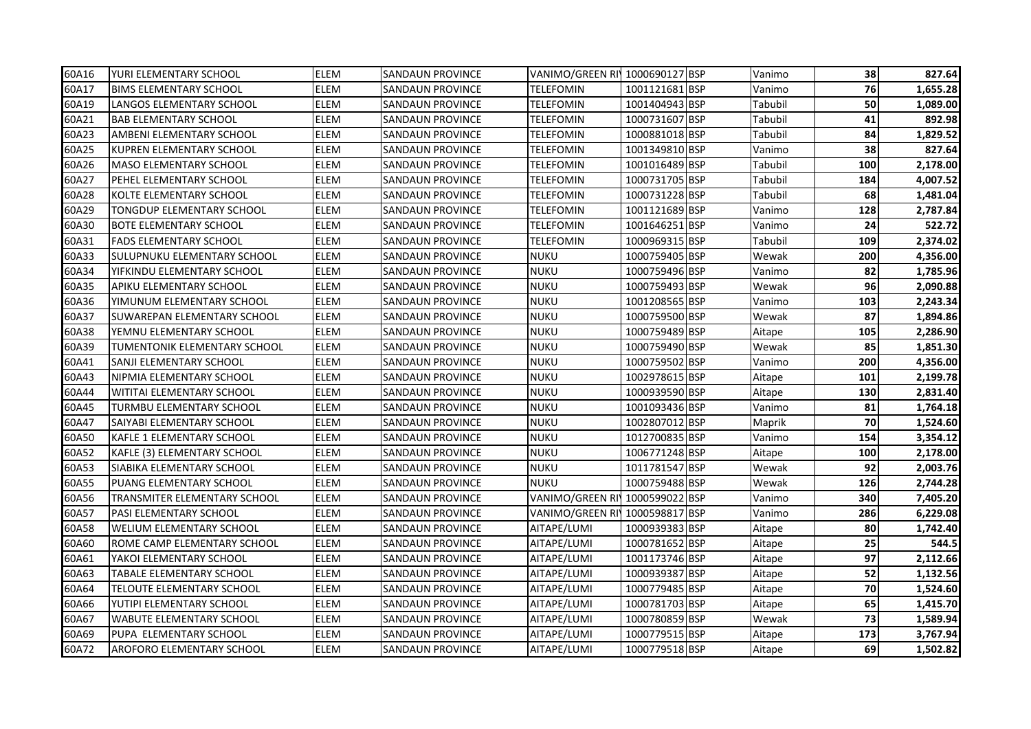| 60A16 | YURI ELEMENTARY SCHOOL | ELEM | SANDAUN PROVINCE | VANIMO/GREEN RI | 1000690127 | BSP | Vanimo | 38 | 827.64 |
|---|---|---|---|---|---|---|---|---|---|
| 60A17 | BIMS ELEMENTARY SCHOOL | ELEM | SANDAUN PROVINCE | TELEFOMIN | 1001121681 | BSP | Vanimo | 76 | 1,655.28 |
| 60A19 | LANGOS ELEMENTARY SCHOOL | ELEM | SANDAUN PROVINCE | TELEFOMIN | 1001404943 | BSP | Tabubil | 50 | 1,089.00 |
| 60A21 | BAB ELEMENTARY SCHOOL | ELEM | SANDAUN PROVINCE | TELEFOMIN | 1000731607 | BSP | Tabubil | 41 | 892.98 |
| 60A23 | AMBENI ELEMENTARY SCHOOL | ELEM | SANDAUN PROVINCE | TELEFOMIN | 1000881018 | BSP | Tabubil | 84 | 1,829.52 |
| 60A25 | KUPREN ELEMENTARY SCHOOL | ELEM | SANDAUN PROVINCE | TELEFOMIN | 1001349810 | BSP | Vanimo | 38 | 827.64 |
| 60A26 | MASO ELEMENTARY SCHOOL | ELEM | SANDAUN PROVINCE | TELEFOMIN | 1001016489 | BSP | Tabubil | 100 | 2,178.00 |
| 60A27 | PEHEL ELEMENTARY SCHOOL | ELEM | SANDAUN PROVINCE | TELEFOMIN | 1000731705 | BSP | Tabubil | 184 | 4,007.52 |
| 60A28 | KOLTE ELEMENTARY SCHOOL | ELEM | SANDAUN PROVINCE | TELEFOMIN | 1000731228 | BSP | Tabubil | 68 | 1,481.04 |
| 60A29 | TONGDUP ELEMENTARY SCHOOL | ELEM | SANDAUN PROVINCE | TELEFOMIN | 1001121689 | BSP | Vanimo | 128 | 2,787.84 |
| 60A30 | BOTE ELEMENTARY SCHOOL | ELEM | SANDAUN PROVINCE | TELEFOMIN | 1001646251 | BSP | Vanimo | 24 | 522.72 |
| 60A31 | FADS ELEMENTARY SCHOOL | ELEM | SANDAUN PROVINCE | TELEFOMIN | 1000969315 | BSP | Tabubil | 109 | 2,374.02 |
| 60A33 | SULUPNUKU ELEMENTARY SCHOOL | ELEM | SANDAUN PROVINCE | NUKU | 1000759405 | BSP | Wewak | 200 | 4,356.00 |
| 60A34 | YIFKINDU ELEMENTARY SCHOOL | ELEM | SANDAUN PROVINCE | NUKU | 1000759496 | BSP | Vanimo | 82 | 1,785.96 |
| 60A35 | APIKU ELEMENTARY SCHOOL | ELEM | SANDAUN PROVINCE | NUKU | 1000759493 | BSP | Wewak | 96 | 2,090.88 |
| 60A36 | YIMUNUM ELEMENTARY SCHOOL | ELEM | SANDAUN PROVINCE | NUKU | 1001208565 | BSP | Vanimo | 103 | 2,243.34 |
| 60A37 | SUWAREPAN ELEMENTARY SCHOOL | ELEM | SANDAUN PROVINCE | NUKU | 1000759500 | BSP | Wewak | 87 | 1,894.86 |
| 60A38 | YEMNU ELEMENTARY SCHOOL | ELEM | SANDAUN PROVINCE | NUKU | 1000759489 | BSP | Aitape | 105 | 2,286.90 |
| 60A39 | TUMENTONIK ELEMENTARY SCHOOL | ELEM | SANDAUN PROVINCE | NUKU | 1000759490 | BSP | Wewak | 85 | 1,851.30 |
| 60A41 | SANJI ELEMENTARY SCHOOL | ELEM | SANDAUN PROVINCE | NUKU | 1000759502 | BSP | Vanimo | 200 | 4,356.00 |
| 60A43 | NIPMIA ELEMENTARY SCHOOL | ELEM | SANDAUN PROVINCE | NUKU | 1002978615 | BSP | Aitape | 101 | 2,199.78 |
| 60A44 | WITITAI ELEMENTARY SCHOOL | ELEM | SANDAUN PROVINCE | NUKU | 1000939590 | BSP | Aitape | 130 | 2,831.40 |
| 60A45 | TURMBU ELEMENTARY SCHOOL | ELEM | SANDAUN PROVINCE | NUKU | 1001093436 | BSP | Vanimo | 81 | 1,764.18 |
| 60A47 | SAIYABI ELEMENTARY SCHOOL | ELEM | SANDAUN PROVINCE | NUKU | 1002807012 | BSP | Maprik | 70 | 1,524.60 |
| 60A50 | KAFLE 1 ELEMENTARY SCHOOL | ELEM | SANDAUN PROVINCE | NUKU | 1012700835 | BSP | Vanimo | 154 | 3,354.12 |
| 60A52 | KAFLE (3) ELEMENTARY SCHOOL | ELEM | SANDAUN PROVINCE | NUKU | 1006771248 | BSP | Aitape | 100 | 2,178.00 |
| 60A53 | SIABIKA ELEMENTARY SCHOOL | ELEM | SANDAUN PROVINCE | NUKU | 1011781547 | BSP | Wewak | 92 | 2,003.76 |
| 60A55 | PUANG ELEMENTARY SCHOOL | ELEM | SANDAUN PROVINCE | NUKU | 1000759488 | BSP | Wewak | 126 | 2,744.28 |
| 60A56 | TRANSMITER ELEMENTARY SCHOOL | ELEM | SANDAUN PROVINCE | VANIMO/GREEN RI | 1000599022 | BSP | Vanimo | 340 | 7,405.20 |
| 60A57 | PASI ELEMENTARY SCHOOL | ELEM | SANDAUN PROVINCE | VANIMO/GREEN RI | 1000598817 | BSP | Vanimo | 286 | 6,229.08 |
| 60A58 | WELIUM ELEMENTARY SCHOOL | ELEM | SANDAUN PROVINCE | AITAPE/LUMI | 1000939383 | BSP | Aitape | 80 | 1,742.40 |
| 60A60 | ROME CAMP ELEMENTARY SCHOOL | ELEM | SANDAUN PROVINCE | AITAPE/LUMI | 1000781652 | BSP | Aitape | 25 | 544.5 |
| 60A61 | YAKOI ELEMENTARY SCHOOL | ELEM | SANDAUN PROVINCE | AITAPE/LUMI | 1001173746 | BSP | Aitape | 97 | 2,112.66 |
| 60A63 | TABALE ELEMENTARY SCHOOL | ELEM | SANDAUN PROVINCE | AITAPE/LUMI | 1000939387 | BSP | Aitape | 52 | 1,132.56 |
| 60A64 | TELOUTE ELEMENTARY SCHOOL | ELEM | SANDAUN PROVINCE | AITAPE/LUMI | 1000779485 | BSP | Aitape | 70 | 1,524.60 |
| 60A66 | YUTIPI ELEMENTARY SCHOOL | ELEM | SANDAUN PROVINCE | AITAPE/LUMI | 1000781703 | BSP | Aitape | 65 | 1,415.70 |
| 60A67 | WABUTE ELEMENTARY SCHOOL | ELEM | SANDAUN PROVINCE | AITAPE/LUMI | 1000780859 | BSP | Wewak | 73 | 1,589.94 |
| 60A69 | PUPA ELEMENTARY SCHOOL | ELEM | SANDAUN PROVINCE | AITAPE/LUMI | 1000779515 | BSP | Aitape | 173 | 3,767.94 |
| 60A72 | AROFORO ELEMENTARY SCHOOL | ELEM | SANDAUN PROVINCE | AITAPE/LUMI | 1000779518 | BSP | Aitape | 69 | 1,502.82 |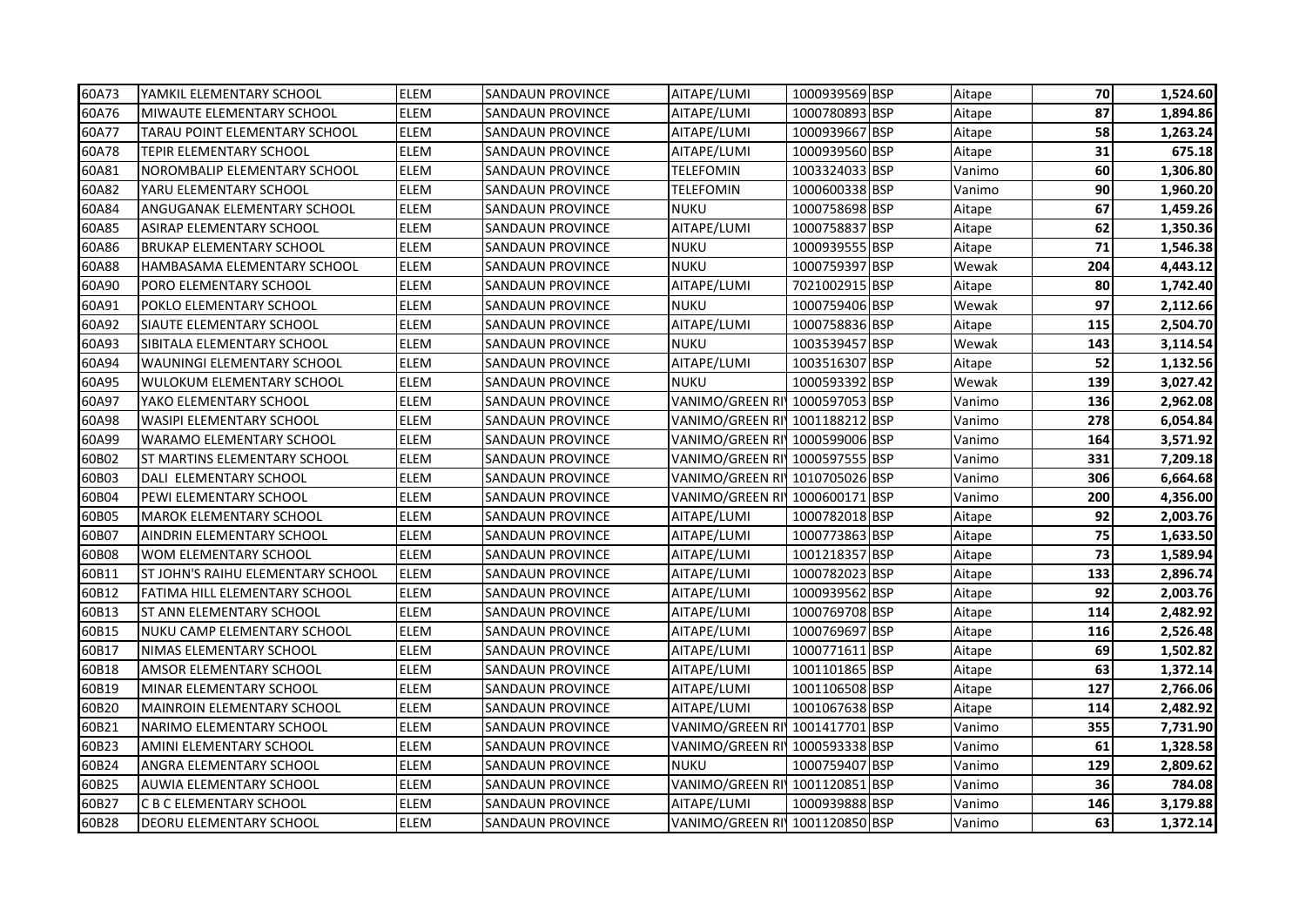| | | | | | | | | | |
|---|---|---|---|---|---|---|---|---|---|
| 60A73 | YAMKIL ELEMENTARY SCHOOL | ELEM | SANDAUN PROVINCE | AITAPE/LUMI | 1000939569 | BSP | Aitape | 70 | 1,524.60 |
| 60A76 | MIWAUTE ELEMENTARY SCHOOL | ELEM | SANDAUN PROVINCE | AITAPE/LUMI | 1000780893 | BSP | Aitape | 87 | 1,894.86 |
| 60A77 | TARAU POINT ELEMENTARY SCHOOL | ELEM | SANDAUN PROVINCE | AITAPE/LUMI | 1000939667 | BSP | Aitape | 58 | 1,263.24 |
| 60A78 | TEPIR ELEMENTARY SCHOOL | ELEM | SANDAUN PROVINCE | AITAPE/LUMI | 1000939560 | BSP | Aitape | 31 | 675.18 |
| 60A81 | NOROMBALIP ELEMENTARY SCHOOL | ELEM | SANDAUN PROVINCE | TELEFOMIN | 1003324033 | BSP | Vanimo | 60 | 1,306.80 |
| 60A82 | YARU ELEMENTARY SCHOOL | ELEM | SANDAUN PROVINCE | TELEFOMIN | 1000600338 | BSP | Vanimo | 90 | 1,960.20 |
| 60A84 | ANGUGANAK ELEMENTARY SCHOOL | ELEM | SANDAUN PROVINCE | NUKU | 1000758698 | BSP | Aitape | 67 | 1,459.26 |
| 60A85 | ASIRAP ELEMENTARY SCHOOL | ELEM | SANDAUN PROVINCE | AITAPE/LUMI | 1000758837 | BSP | Aitape | 62 | 1,350.36 |
| 60A86 | BRUKAP ELEMENTARY SCHOOL | ELEM | SANDAUN PROVINCE | NUKU | 1000939555 | BSP | Aitape | 71 | 1,546.38 |
| 60A88 | HAMBASAMA ELEMENTARY SCHOOL | ELEM | SANDAUN PROVINCE | NUKU | 1000759397 | BSP | Wewak | 204 | 4,443.12 |
| 60A90 | PORO ELEMENTARY SCHOOL | ELEM | SANDAUN PROVINCE | AITAPE/LUMI | 7021002915 | BSP | Aitape | 80 | 1,742.40 |
| 60A91 | POKLO ELEMENTARY SCHOOL | ELEM | SANDAUN PROVINCE | NUKU | 1000759406 | BSP | Wewak | 97 | 2,112.66 |
| 60A92 | SIAUTE ELEMENTARY SCHOOL | ELEM | SANDAUN PROVINCE | AITAPE/LUMI | 1000758836 | BSP | Aitape | 115 | 2,504.70 |
| 60A93 | SIBITALA ELEMENTARY SCHOOL | ELEM | SANDAUN PROVINCE | NUKU | 1003539457 | BSP | Wewak | 143 | 3,114.54 |
| 60A94 | WAUNINGI ELEMENTARY SCHOOL | ELEM | SANDAUN PROVINCE | AITAPE/LUMI | 1003516307 | BSP | Aitape | 52 | 1,132.56 |
| 60A95 | WULOKUM ELEMENTARY SCHOOL | ELEM | SANDAUN PROVINCE | NUKU | 1000593392 | BSP | Wewak | 139 | 3,027.42 |
| 60A97 | YAKO ELEMENTARY SCHOOL | ELEM | SANDAUN PROVINCE | VANIMO/GREEN RI | 1000597053 | BSP | Vanimo | 136 | 2,962.08 |
| 60A98 | WASIPI ELEMENTARY SCHOOL | ELEM | SANDAUN PROVINCE | VANIMO/GREEN RI | 1001188212 | BSP | Vanimo | 278 | 6,054.84 |
| 60A99 | WARAMO ELEMENTARY SCHOOL | ELEM | SANDAUN PROVINCE | VANIMO/GREEN RI | 1000599006 | BSP | Vanimo | 164 | 3,571.92 |
| 60B02 | ST MARTINS ELEMENTARY SCHOOL | ELEM | SANDAUN PROVINCE | VANIMO/GREEN RI | 1000597555 | BSP | Vanimo | 331 | 7,209.18 |
| 60B03 | DALI ELEMENTARY SCHOOL | ELEM | SANDAUN PROVINCE | VANIMO/GREEN RI | 1010705026 | BSP | Vanimo | 306 | 6,664.68 |
| 60B04 | PEWI ELEMENTARY SCHOOL | ELEM | SANDAUN PROVINCE | VANIMO/GREEN RI | 1000600171 | BSP | Vanimo | 200 | 4,356.00 |
| 60B05 | MAROK ELEMENTARY SCHOOL | ELEM | SANDAUN PROVINCE | AITAPE/LUMI | 1000782018 | BSP | Aitape | 92 | 2,003.76 |
| 60B07 | AINDRIN ELEMENTARY SCHOOL | ELEM | SANDAUN PROVINCE | AITAPE/LUMI | 1000773863 | BSP | Aitape | 75 | 1,633.50 |
| 60B08 | WOM ELEMENTARY SCHOOL | ELEM | SANDAUN PROVINCE | AITAPE/LUMI | 1001218357 | BSP | Aitape | 73 | 1,589.94 |
| 60B11 | ST JOHN'S RAIHU ELEMENTARY SCHOOL | ELEM | SANDAUN PROVINCE | AITAPE/LUMI | 1000782023 | BSP | Aitape | 133 | 2,896.74 |
| 60B12 | FATIMA HILL ELEMENTARY SCHOOL | ELEM | SANDAUN PROVINCE | AITAPE/LUMI | 1000939562 | BSP | Aitape | 92 | 2,003.76 |
| 60B13 | ST ANN ELEMENTARY SCHOOL | ELEM | SANDAUN PROVINCE | AITAPE/LUMI | 1000769708 | BSP | Aitape | 114 | 2,482.92 |
| 60B15 | NUKU CAMP ELEMENTARY SCHOOL | ELEM | SANDAUN PROVINCE | AITAPE/LUMI | 1000769697 | BSP | Aitape | 116 | 2,526.48 |
| 60B17 | NIMAS ELEMENTARY SCHOOL | ELEM | SANDAUN PROVINCE | AITAPE/LUMI | 1000771611 | BSP | Aitape | 69 | 1,502.82 |
| 60B18 | AMSOR ELEMENTARY SCHOOL | ELEM | SANDAUN PROVINCE | AITAPE/LUMI | 1001101865 | BSP | Aitape | 63 | 1,372.14 |
| 60B19 | MINAR ELEMENTARY SCHOOL | ELEM | SANDAUN PROVINCE | AITAPE/LUMI | 1001106508 | BSP | Aitape | 127 | 2,766.06 |
| 60B20 | MAINROIN ELEMENTARY SCHOOL | ELEM | SANDAUN PROVINCE | AITAPE/LUMI | 1001067638 | BSP | Aitape | 114 | 2,482.92 |
| 60B21 | NARIMO ELEMENTARY SCHOOL | ELEM | SANDAUN PROVINCE | VANIMO/GREEN RI | 1001417701 | BSP | Vanimo | 355 | 7,731.90 |
| 60B23 | AMINI ELEMENTARY SCHOOL | ELEM | SANDAUN PROVINCE | VANIMO/GREEN RI | 1000593338 | BSP | Vanimo | 61 | 1,328.58 |
| 60B24 | ANGRA ELEMENTARY SCHOOL | ELEM | SANDAUN PROVINCE | NUKU | 1000759407 | BSP | Vanimo | 129 | 2,809.62 |
| 60B25 | AUWIA ELEMENTARY SCHOOL | ELEM | SANDAUN PROVINCE | VANIMO/GREEN RI | 1001120851 | BSP | Vanimo | 36 | 784.08 |
| 60B27 | C B C ELEMENTARY SCHOOL | ELEM | SANDAUN PROVINCE | AITAPE/LUMI | 1000939888 | BSP | Vanimo | 146 | 3,179.88 |
| 60B28 | DEORU ELEMENTARY SCHOOL | ELEM | SANDAUN PROVINCE | VANIMO/GREEN RI | 1001120850 | BSP | Vanimo | 63 | 1,372.14 |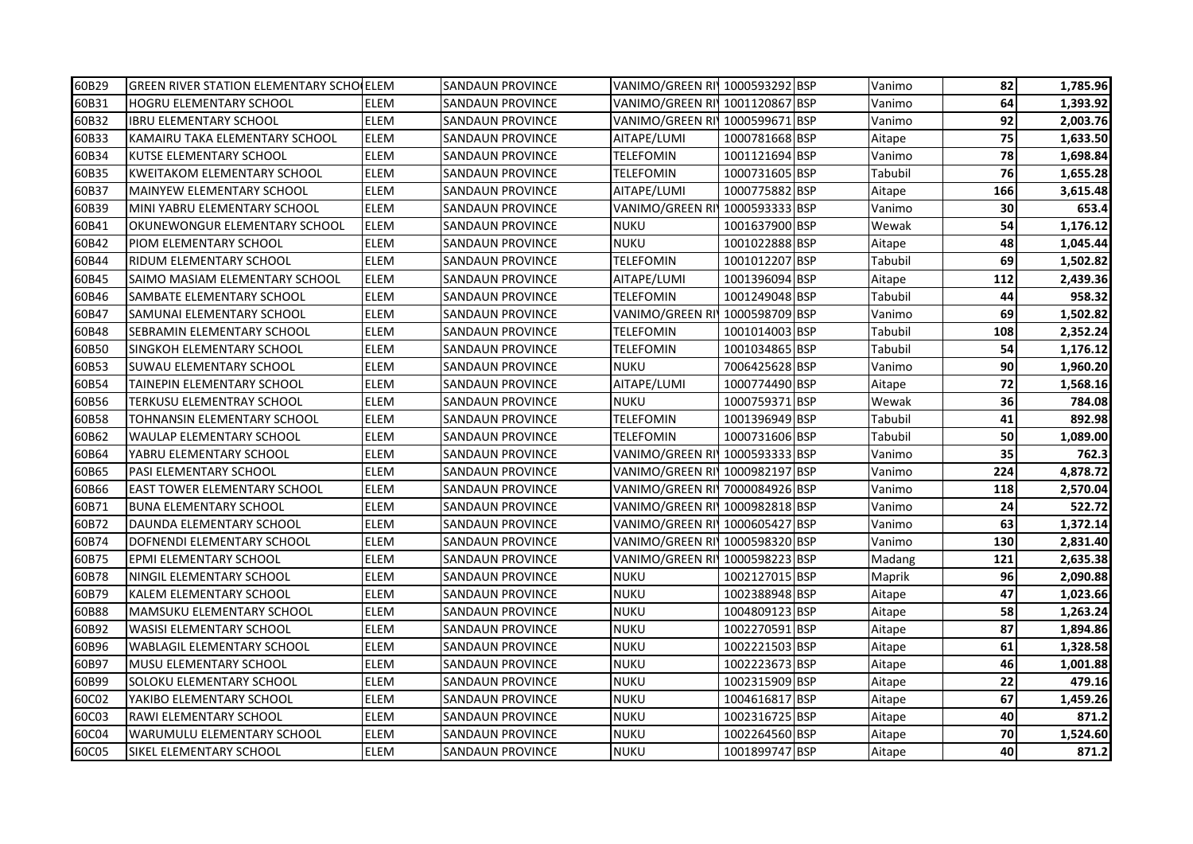| | | | | | | | | |
|---|---|---|---|---|---|---|---|---|
| 60B29 | GREEN RIVER STATION ELEMENTARY SCHO | ELEM | SANDAUN PROVINCE | VANIMO/GREEN RI | 1000593292 | BSP | Vanimo | 82 | 1,785.96 |
| 60B31 | HOGRU ELEMENTARY SCHOOL | ELEM | SANDAUN PROVINCE | VANIMO/GREEN RI | 1001120867 | BSP | Vanimo | 64 | 1,393.92 |
| 60B32 | IBRU ELEMENTARY SCHOOL | ELEM | SANDAUN PROVINCE | VANIMO/GREEN RI | 1000599671 | BSP | Vanimo | 92 | 2,003.76 |
| 60B33 | KAMAIRU TAKA ELEMENTARY SCHOOL | ELEM | SANDAUN PROVINCE | AITAPE/LUMI | 1000781668 | BSP | Aitape | 75 | 1,633.50 |
| 60B34 | KUTSE ELEMENTARY SCHOOL | ELEM | SANDAUN PROVINCE | TELEFOMIN | 1001121694 | BSP | Vanimo | 78 | 1,698.84 |
| 60B35 | KWEITAKOM ELEMENTARY SCHOOL | ELEM | SANDAUN PROVINCE | TELEFOMIN | 1000731605 | BSP | Tabubil | 76 | 1,655.28 |
| 60B37 | MAINYEW ELEMENTARY SCHOOL | ELEM | SANDAUN PROVINCE | AITAPE/LUMI | 1000775882 | BSP | Aitape | 166 | 3,615.48 |
| 60B39 | MINI YABRU ELEMENTARY SCHOOL | ELEM | SANDAUN PROVINCE | VANIMO/GREEN RI | 1000593333 | BSP | Vanimo | 30 | 653.4 |
| 60B41 | OKUNEWONGUR ELEMENTARY SCHOOL | ELEM | SANDAUN PROVINCE | NUKU | 1001637900 | BSP | Wewak | 54 | 1,176.12 |
| 60B42 | PIOM ELEMENTARY SCHOOL | ELEM | SANDAUN PROVINCE | NUKU | 1001022888 | BSP | Aitape | 48 | 1,045.44 |
| 60B44 | RIDUM ELEMENTARY SCHOOL | ELEM | SANDAUN PROVINCE | TELEFOMIN | 1001012207 | BSP | Tabubil | 69 | 1,502.82 |
| 60B45 | SAIMO MASIAM ELEMENTARY SCHOOL | ELEM | SANDAUN PROVINCE | AITAPE/LUMI | 1001396094 | BSP | Aitape | 112 | 2,439.36 |
| 60B46 | SAMBATE ELEMENTARY SCHOOL | ELEM | SANDAUN PROVINCE | TELEFOMIN | 1001249048 | BSP | Tabubil | 44 | 958.32 |
| 60B47 | SAMUNAI ELEMENTARY SCHOOL | ELEM | SANDAUN PROVINCE | VANIMO/GREEN RI | 1000598709 | BSP | Vanimo | 69 | 1,502.82 |
| 60B48 | SEBRAMIN ELEMENTARY SCHOOL | ELEM | SANDAUN PROVINCE | TELEFOMIN | 1001014003 | BSP | Tabubil | 108 | 2,352.24 |
| 60B50 | SINGKOH ELEMENTARY SCHOOL | ELEM | SANDAUN PROVINCE | TELEFOMIN | 1001034865 | BSP | Tabubil | 54 | 1,176.12 |
| 60B53 | SUWAU ELEMENTARY SCHOOL | ELEM | SANDAUN PROVINCE | NUKU | 7006425628 | BSP | Vanimo | 90 | 1,960.20 |
| 60B54 | TAINEPIN ELEMENTARY SCHOOL | ELEM | SANDAUN PROVINCE | AITAPE/LUMI | 1000774490 | BSP | Aitape | 72 | 1,568.16 |
| 60B56 | TERKUSU ELEMENTRAY SCHOOL | ELEM | SANDAUN PROVINCE | NUKU | 1000759371 | BSP | Wewak | 36 | 784.08 |
| 60B58 | TOHNANSIN ELEMENTARY SCHOOL | ELEM | SANDAUN PROVINCE | TELEFOMIN | 1001396949 | BSP | Tabubil | 41 | 892.98 |
| 60B62 | WAULAP ELEMENTARY SCHOOL | ELEM | SANDAUN PROVINCE | TELEFOMIN | 1000731606 | BSP | Tabubil | 50 | 1,089.00 |
| 60B64 | YABRU ELEMENTARY SCHOOL | ELEM | SANDAUN PROVINCE | VANIMO/GREEN RI | 1000593333 | BSP | Vanimo | 35 | 762.3 |
| 60B65 | PASI ELEMENTARY SCHOOL | ELEM | SANDAUN PROVINCE | VANIMO/GREEN RI | 1000982197 | BSP | Vanimo | 224 | 4,878.72 |
| 60B66 | EAST TOWER ELEMENTARY SCHOOL | ELEM | SANDAUN PROVINCE | VANIMO/GREEN RI | 7000084926 | BSP | Vanimo | 118 | 2,570.04 |
| 60B71 | BUNA ELEMENTARY SCHOOL | ELEM | SANDAUN PROVINCE | VANIMO/GREEN RI | 1000982818 | BSP | Vanimo | 24 | 522.72 |
| 60B72 | DAUNDA ELEMENTARY SCHOOL | ELEM | SANDAUN PROVINCE | VANIMO/GREEN RI | 1000605427 | BSP | Vanimo | 63 | 1,372.14 |
| 60B74 | DOFNENDI ELEMENTARY SCHOOL | ELEM | SANDAUN PROVINCE | VANIMO/GREEN RI | 1000598320 | BSP | Vanimo | 130 | 2,831.40 |
| 60B75 | EPMI ELEMENTARY SCHOOL | ELEM | SANDAUN PROVINCE | VANIMO/GREEN RI | 1000598223 | BSP | Madang | 121 | 2,635.38 |
| 60B78 | NINGIL ELEMENTARY SCHOOL | ELEM | SANDAUN PROVINCE | NUKU | 1002127015 | BSP | Maprik | 96 | 2,090.88 |
| 60B79 | KALEM ELEMENTARY SCHOOL | ELEM | SANDAUN PROVINCE | NUKU | 1002388948 | BSP | Aitape | 47 | 1,023.66 |
| 60B88 | MAMSUKU ELEMENTARY SCHOOL | ELEM | SANDAUN PROVINCE | NUKU | 1004809123 | BSP | Aitape | 58 | 1,263.24 |
| 60B92 | WASISI ELEMENTARY SCHOOL | ELEM | SANDAUN PROVINCE | NUKU | 1002270591 | BSP | Aitape | 87 | 1,894.86 |
| 60B96 | WABLAGIL ELEMENTARY SCHOOL | ELEM | SANDAUN PROVINCE | NUKU | 1002221503 | BSP | Aitape | 61 | 1,328.58 |
| 60B97 | MUSU ELEMENTARY SCHOOL | ELEM | SANDAUN PROVINCE | NUKU | 1002223673 | BSP | Aitape | 46 | 1,001.88 |
| 60B99 | SOLOKU ELEMENTARY SCHOOL | ELEM | SANDAUN PROVINCE | NUKU | 1002315909 | BSP | Aitape | 22 | 479.16 |
| 60C02 | YAKIBO ELEMENTARY SCHOOL | ELEM | SANDAUN PROVINCE | NUKU | 1004616817 | BSP | Aitape | 67 | 1,459.26 |
| 60C03 | RAWI ELEMENTARY SCHOOL | ELEM | SANDAUN PROVINCE | NUKU | 1002316725 | BSP | Aitape | 40 | 871.2 |
| 60C04 | WARUMULU ELEMENTARY SCHOOL | ELEM | SANDAUN PROVINCE | NUKU | 1002264560 | BSP | Aitape | 70 | 1,524.60 |
| 60C05 | SIKEL ELEMENTARY SCHOOL | ELEM | SANDAUN PROVINCE | NUKU | 1001899747 | BSP | Aitape | 40 | 871.2 |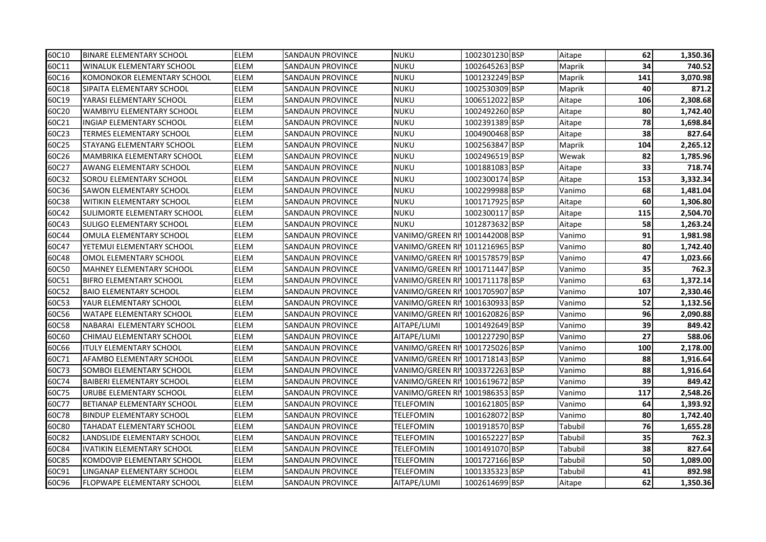| | | | | | | | | | |
|---|---|---|---|---|---|---|---|---|---|
| 60C10 | BINARE ELEMENTARY SCHOOL | ELEM | SANDAUN PROVINCE | NUKU | 1002301230 | BSP | Aitape | 62 | 1,350.36 |
| 60C11 | WINALUK ELEMENTARY SCHOOL | ELEM | SANDAUN PROVINCE | NUKU | 1002645263 | BSP | Maprik | 34 | 740.52 |
| 60C16 | KOMONOKOR ELEMENTARY SCHOOL | ELEM | SANDAUN PROVINCE | NUKU | 1001232249 | BSP | Maprik | 141 | 3,070.98 |
| 60C18 | SIPAITA ELEMENTARY SCHOOL | ELEM | SANDAUN PROVINCE | NUKU | 1002530309 | BSP | Maprik | 40 | 871.2 |
| 60C19 | YARASI ELEMENTARY SCHOOL | ELEM | SANDAUN PROVINCE | NUKU | 1006512022 | BSP | Aitape | 106 | 2,308.68 |
| 60C20 | WAMBIYU ELEMENTARY SCHOOL | ELEM | SANDAUN PROVINCE | NUKU | 1002492260 | BSP | Aitape | 80 | 1,742.40 |
| 60C21 | INGIAP ELEMENTARY SCHOOL | ELEM | SANDAUN PROVINCE | NUKU | 1002391389 | BSP | Aitape | 78 | 1,698.84 |
| 60C23 | TERMES ELEMENTARY SCHOOL | ELEM | SANDAUN PROVINCE | NUKU | 1004900468 | BSP | Aitape | 38 | 827.64 |
| 60C25 | STAYANG ELEMENTARY SCHOOL | ELEM | SANDAUN PROVINCE | NUKU | 1002563847 | BSP | Maprik | 104 | 2,265.12 |
| 60C26 | MAMBRIKA ELEMENTARY SCHOOL | ELEM | SANDAUN PROVINCE | NUKU | 1002496519 | BSP | Wewak | 82 | 1,785.96 |
| 60C27 | AWANG ELEMENTARY SCHOOL | ELEM | SANDAUN PROVINCE | NUKU | 1001881083 | BSP | Aitape | 33 | 718.74 |
| 60C32 | SOROU ELEMENTARY SCHOOL | ELEM | SANDAUN PROVINCE | NUKU | 1002300174 | BSP | Aitape | 153 | 3,332.34 |
| 60C36 | SAWON ELEMENTARY SCHOOL | ELEM | SANDAUN PROVINCE | NUKU | 1002299988 | BSP | Vanimo | 68 | 1,481.04 |
| 60C38 | WITIKIN ELEMENTARY SCHOOL | ELEM | SANDAUN PROVINCE | NUKU | 1001717925 | BSP | Aitape | 60 | 1,306.80 |
| 60C42 | SULIMORTE ELEMENTARY SCHOOL | ELEM | SANDAUN PROVINCE | NUKU | 1002300117 | BSP | Aitape | 115 | 2,504.70 |
| 60C43 | SULIGO ELEMENTARY SCHOOL | ELEM | SANDAUN PROVINCE | NUKU | 1012873632 | BSP | Aitape | 58 | 1,263.24 |
| 60C44 | OMULA ELEMENTARY SCHOOL | ELEM | SANDAUN PROVINCE | VANIMO/GREEN RI | 1001442008 | BSP | Vanimo | 91 | 1,981.98 |
| 60C47 | YETEMUI ELEMENTARY SCHOOL | ELEM | SANDAUN PROVINCE | VANIMO/GREEN RI | 1011216965 | BSP | Vanimo | 80 | 1,742.40 |
| 60C48 | OMOL ELEMENTARY SCHOOL | ELEM | SANDAUN PROVINCE | VANIMO/GREEN RI | 1001578579 | BSP | Vanimo | 47 | 1,023.66 |
| 60C50 | MAHNEY ELEMENTARY SCHOOL | ELEM | SANDAUN PROVINCE | VANIMO/GREEN RI | 1001711447 | BSP | Vanimo | 35 | 762.3 |
| 60C51 | BIFRO ELEMENTARY SCHOOL | ELEM | SANDAUN PROVINCE | VANIMO/GREEN RI | 1001711178 | BSP | Vanimo | 63 | 1,372.14 |
| 60C52 | BAIO ELEMENTARY SCHOOL | ELEM | SANDAUN PROVINCE | VANIMO/GREEN RI | 1001705907 | BSP | Vanimo | 107 | 2,330.46 |
| 60C53 | YAUR ELEMENTARY SCHOOL | ELEM | SANDAUN PROVINCE | VANIMO/GREEN RI | 1001630933 | BSP | Vanimo | 52 | 1,132.56 |
| 60C56 | WATAPE ELEMENTARY SCHOOL | ELEM | SANDAUN PROVINCE | VANIMO/GREEN RI | 1001620826 | BSP | Vanimo | 96 | 2,090.88 |
| 60C58 | NABARAI ELEMENTARY SCHOOL | ELEM | SANDAUN PROVINCE | AITAPE/LUMI | 1001492649 | BSP | Vanimo | 39 | 849.42 |
| 60C60 | CHIMAU ELEMENTARY SCHOOL | ELEM | SANDAUN PROVINCE | AITAPE/LUMI | 1001227290 | BSP | Vanimo | 27 | 588.06 |
| 60C66 | ITULY ELEMENTARY SCHOOL | ELEM | SANDAUN PROVINCE | VANIMO/GREEN RI | 1001725026 | BSP | Vanimo | 100 | 2,178.00 |
| 60C71 | AFAMBO ELEMENTARY SCHOOL | ELEM | SANDAUN PROVINCE | VANIMO/GREEN RI | 1001718143 | BSP | Vanimo | 88 | 1,916.64 |
| 60C73 | SOMBOI ELEMENTARY SCHOOL | ELEM | SANDAUN PROVINCE | VANIMO/GREEN RI | 1003372263 | BSP | Vanimo | 88 | 1,916.64 |
| 60C74 | BAIBERI ELEMENTARY SCHOOL | ELEM | SANDAUN PROVINCE | VANIMO/GREEN RI | 1001619672 | BSP | Vanimo | 39 | 849.42 |
| 60C75 | URUBE ELEMENTARY SCHOOL | ELEM | SANDAUN PROVINCE | VANIMO/GREEN RI | 1001986353 | BSP | Vanimo | 117 | 2,548.26 |
| 60C77 | BETIANAP ELEMENTARY SCHOOL | ELEM | SANDAUN PROVINCE | TELEFOMIN | 1001621805 | BSP | Vanimo | 64 | 1,393.92 |
| 60C78 | BINDUP ELEMENTARY SCHOOL | ELEM | SANDAUN PROVINCE | TELEFOMIN | 1001628072 | BSP | Vanimo | 80 | 1,742.40 |
| 60C80 | TAHADAT ELEMENTARY SCHOOL | ELEM | SANDAUN PROVINCE | TELEFOMIN | 1001918570 | BSP | Tabubil | 76 | 1,655.28 |
| 60C82 | LANDSLIDE ELEMENTARY SCHOOL | ELEM | SANDAUN PROVINCE | TELEFOMIN | 1001652227 | BSP | Tabubil | 35 | 762.3 |
| 60C84 | IVATIKIN ELEMENTARY SCHOOL | ELEM | SANDAUN PROVINCE | TELEFOMIN | 1001491070 | BSP | Tabubil | 38 | 827.64 |
| 60C85 | KOMDOVIP ELEMENTARY SCHOOL | ELEM | SANDAUN PROVINCE | TELEFOMIN | 1001727166 | BSP | Tabubil | 50 | 1,089.00 |
| 60C91 | LINGANAP ELEMENTARY SCHOOL | ELEM | SANDAUN PROVINCE | TELEFOMIN | 1001335323 | BSP | Tabubil | 41 | 892.98 |
| 60C96 | FLOPWAPE ELEMENTARY SCHOOL | ELEM | SANDAUN PROVINCE | AITAPE/LUMI | 1002614699 | BSP | Aitape | 62 | 1,350.36 |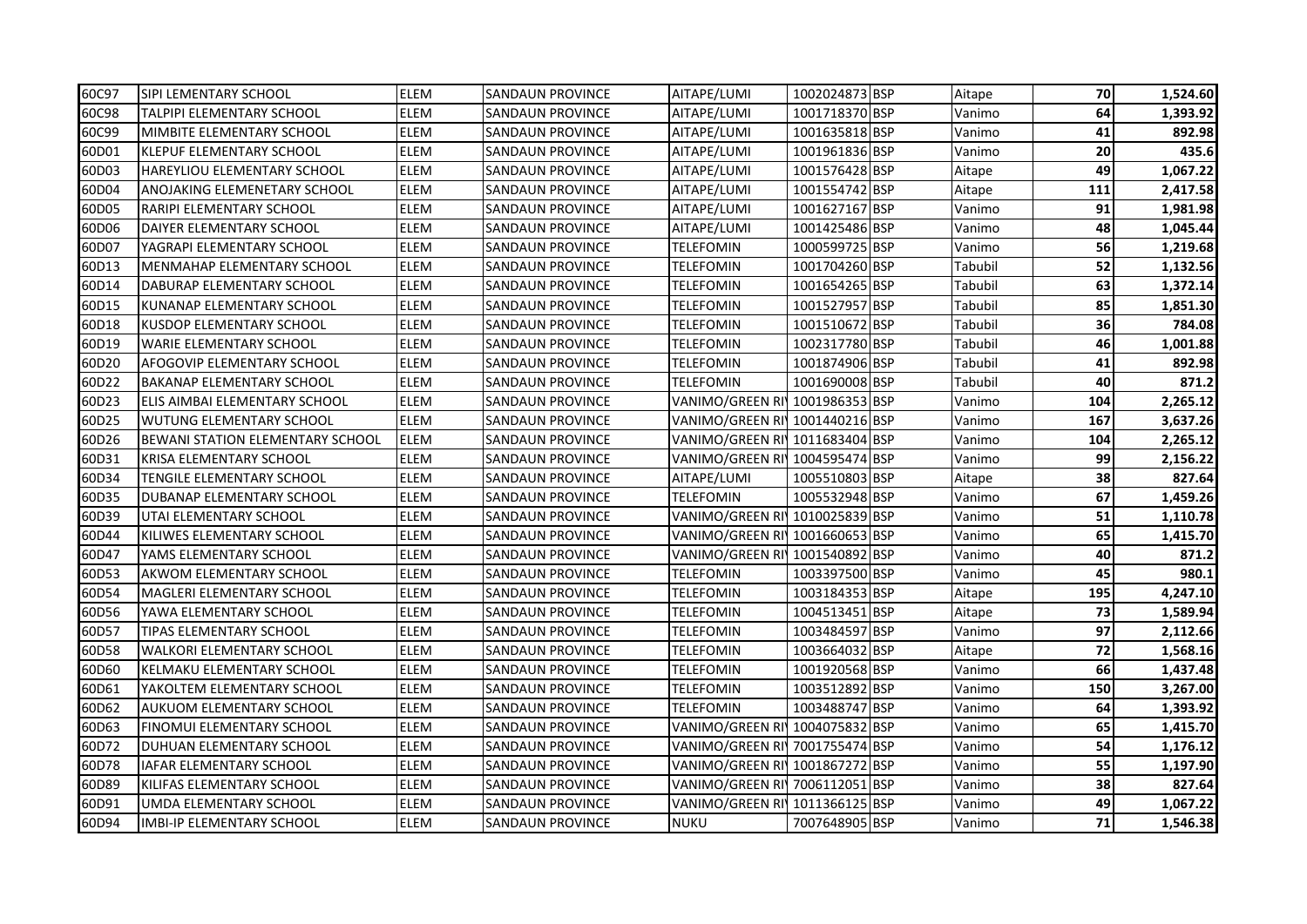| 60C97 | SIPI LEMENTARY SCHOOL | ELEM | SANDAUN PROVINCE | AITAPE/LUMI | 1002024873 | BSP | Aitape | 70 | 1,524.60 |
|---|---|---|---|---|---|---|---|---|---|
| 60C98 | TALPIPI ELEMENTARY SCHOOL | ELEM | SANDAUN PROVINCE | AITAPE/LUMI | 1001718370 | BSP | Vanimo | 64 | 1,393.92 |
| 60C99 | MIMBITE ELEMENTARY SCHOOL | ELEM | SANDAUN PROVINCE | AITAPE/LUMI | 1001635818 | BSP | Vanimo | 41 | 892.98 |
| 60D01 | KLEPUF ELEMENTARY SCHOOL | ELEM | SANDAUN PROVINCE | AITAPE/LUMI | 1001961836 | BSP | Vanimo | 20 | 435.6 |
| 60D03 | HAREYLIOU ELEMENTARY SCHOOL | ELEM | SANDAUN PROVINCE | AITAPE/LUMI | 1001576428 | BSP | Aitape | 49 | 1,067.22 |
| 60D04 | ANOJAKING ELEMENETARY SCHOOL | ELEM | SANDAUN PROVINCE | AITAPE/LUMI | 1001554742 | BSP | Aitape | 111 | 2,417.58 |
| 60D05 | RARIPI ELEMENTARY SCHOOL | ELEM | SANDAUN PROVINCE | AITAPE/LUMI | 1001627167 | BSP | Vanimo | 91 | 1,981.98 |
| 60D06 | DAIYER ELEMENTARY SCHOOL | ELEM | SANDAUN PROVINCE | AITAPE/LUMI | 1001425486 | BSP | Vanimo | 48 | 1,045.44 |
| 60D07 | YAGRAPI ELEMENTARY SCHOOL | ELEM | SANDAUN PROVINCE | TELEFOMIN | 1000599725 | BSP | Vanimo | 56 | 1,219.68 |
| 60D13 | MENMAHAP ELEMENTARY SCHOOL | ELEM | SANDAUN PROVINCE | TELEFOMIN | 1001704260 | BSP | Tabubil | 52 | 1,132.56 |
| 60D14 | DABURAP ELEMENTARY SCHOOL | ELEM | SANDAUN PROVINCE | TELEFOMIN | 1001654265 | BSP | Tabubil | 63 | 1,372.14 |
| 60D15 | KUNANAP ELEMENTARY SCHOOL | ELEM | SANDAUN PROVINCE | TELEFOMIN | 1001527957 | BSP | Tabubil | 85 | 1,851.30 |
| 60D18 | KUSDOP ELEMENTARY SCHOOL | ELEM | SANDAUN PROVINCE | TELEFOMIN | 1001510672 | BSP | Tabubil | 36 | 784.08 |
| 60D19 | WARIE ELEMENTARY SCHOOL | ELEM | SANDAUN PROVINCE | TELEFOMIN | 1002317780 | BSP | Tabubil | 46 | 1,001.88 |
| 60D20 | AFOGOVIP ELEMENTARY SCHOOL | ELEM | SANDAUN PROVINCE | TELEFOMIN | 1001874906 | BSP | Tabubil | 41 | 892.98 |
| 60D22 | BAKANAP ELEMENTARY SCHOOL | ELEM | SANDAUN PROVINCE | TELEFOMIN | 1001690008 | BSP | Tabubil | 40 | 871.2 |
| 60D23 | ELIS AIMBAI ELEMENTARY SCHOOL | ELEM | SANDAUN PROVINCE | VANIMO/GREEN RI | 1001986353 | BSP | Vanimo | 104 | 2,265.12 |
| 60D25 | WUTUNG ELEMENTARY SCHOOL | ELEM | SANDAUN PROVINCE | VANIMO/GREEN RI | 1001440216 | BSP | Vanimo | 167 | 3,637.26 |
| 60D26 | BEWANI STATION ELEMENTARY SCHOOL | ELEM | SANDAUN PROVINCE | VANIMO/GREEN RI | 1011683404 | BSP | Vanimo | 104 | 2,265.12 |
| 60D31 | KRISA ELEMENTARY SCHOOL | ELEM | SANDAUN PROVINCE | VANIMO/GREEN RI | 1004595474 | BSP | Vanimo | 99 | 2,156.22 |
| 60D34 | TENGILE ELEMENTARY SCHOOL | ELEM | SANDAUN PROVINCE | AITAPE/LUMI | 1005510803 | BSP | Aitape | 38 | 827.64 |
| 60D35 | DUBANAP ELEMENTARY SCHOOL | ELEM | SANDAUN PROVINCE | TELEFOMIN | 1005532948 | BSP | Vanimo | 67 | 1,459.26 |
| 60D39 | UTAI ELEMENTARY SCHOOL | ELEM | SANDAUN PROVINCE | VANIMO/GREEN RI | 1010025839 | BSP | Vanimo | 51 | 1,110.78 |
| 60D44 | KILIWES ELEMENTARY SCHOOL | ELEM | SANDAUN PROVINCE | VANIMO/GREEN RI | 1001660653 | BSP | Vanimo | 65 | 1,415.70 |
| 60D47 | YAMS ELEMENTARY SCHOOL | ELEM | SANDAUN PROVINCE | VANIMO/GREEN RI | 1001540892 | BSP | Vanimo | 40 | 871.2 |
| 60D53 | AKWOM ELEMENTARY SCHOOL | ELEM | SANDAUN PROVINCE | TELEFOMIN | 1003397500 | BSP | Vanimo | 45 | 980.1 |
| 60D54 | MAGLERI ELEMENTARY SCHOOL | ELEM | SANDAUN PROVINCE | TELEFOMIN | 1003184353 | BSP | Aitape | 195 | 4,247.10 |
| 60D56 | YAWA ELEMENTARY SCHOOL | ELEM | SANDAUN PROVINCE | TELEFOMIN | 1004513451 | BSP | Aitape | 73 | 1,589.94 |
| 60D57 | TIPAS ELEMENTARY SCHOOL | ELEM | SANDAUN PROVINCE | TELEFOMIN | 1003484597 | BSP | Vanimo | 97 | 2,112.66 |
| 60D58 | WALKORI ELEMENTARY SCHOOL | ELEM | SANDAUN PROVINCE | TELEFOMIN | 1003664032 | BSP | Aitape | 72 | 1,568.16 |
| 60D60 | KELMAKU ELEMENTARY SCHOOL | ELEM | SANDAUN PROVINCE | TELEFOMIN | 1001920568 | BSP | Vanimo | 66 | 1,437.48 |
| 60D61 | YAKOLTEM ELEMENTARY SCHOOL | ELEM | SANDAUN PROVINCE | TELEFOMIN | 1003512892 | BSP | Vanimo | 150 | 3,267.00 |
| 60D62 | AUKUOM ELEMENTARY SCHOOL | ELEM | SANDAUN PROVINCE | TELEFOMIN | 1003488747 | BSP | Vanimo | 64 | 1,393.92 |
| 60D63 | FINOMUI ELEMENTARY SCHOOL | ELEM | SANDAUN PROVINCE | VANIMO/GREEN RI | 1004075832 | BSP | Vanimo | 65 | 1,415.70 |
| 60D72 | DUHUAN ELEMENTARY SCHOOL | ELEM | SANDAUN PROVINCE | VANIMO/GREEN RI | 7001755474 | BSP | Vanimo | 54 | 1,176.12 |
| 60D78 | IAFAR ELEMENTARY SCHOOL | ELEM | SANDAUN PROVINCE | VANIMO/GREEN RI | 1001867272 | BSP | Vanimo | 55 | 1,197.90 |
| 60D89 | KILIFAS ELEMENTARY SCHOOL | ELEM | SANDAUN PROVINCE | VANIMO/GREEN RI | 7006112051 | BSP | Vanimo | 38 | 827.64 |
| 60D91 | UMDA ELEMENTARY SCHOOL | ELEM | SANDAUN PROVINCE | VANIMO/GREEN RI | 1011366125 | BSP | Vanimo | 49 | 1,067.22 |
| 60D94 | IMBI-IP ELEMENTARY SCHOOL | ELEM | SANDAUN PROVINCE | NUKU | 7007648905 | BSP | Vanimo | 71 | 1,546.38 |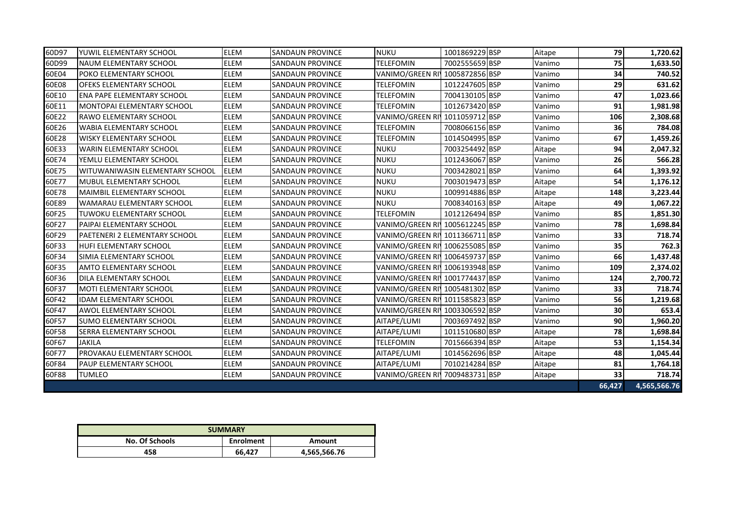| | | | | | | | | | |
|---|---|---|---|---|---|---|---|---|---|
| 60D97 | YUWIL ELEMENTARY SCHOOL | ELEM | SANDAUN PROVINCE | NUKU | 1001869229 | BSP | Aitape | 79 | 1,720.62 |
| 60D99 | NAUM ELEMENTARY SCHOOL | ELEM | SANDAUN PROVINCE | TELEFOMIN | 7002555659 | BSP | Vanimo | 75 | 1,633.50 |
| 60E04 | POKO ELEMENTARY SCHOOL | ELEM | SANDAUN PROVINCE | VANIMO/GREEN RI | 1005872856 | BSP | Vanimo | 34 | 740.52 |
| 60E08 | OFEKS ELEMENTARY SCHOOL | ELEM | SANDAUN PROVINCE | TELEFOMIN | 1012247605 | BSP | Vanimo | 29 | 631.62 |
| 60E10 | ENA PAPE ELEMENTARY SCHOOL | ELEM | SANDAUN PROVINCE | TELEFOMIN | 7004130105 | BSP | Vanimo | 47 | 1,023.66 |
| 60E11 | MONTOPAI ELEMENTARY SCHOOL | ELEM | SANDAUN PROVINCE | TELEFOMIN | 1012673420 | BSP | Vanimo | 91 | 1,981.98 |
| 60E22 | RAWO ELEMENTARY SCHOOL | ELEM | SANDAUN PROVINCE | VANIMO/GREEN RI | 1011059712 | BSP | Vanimo | 106 | 2,308.68 |
| 60E26 | WABIA ELEMENTARY SCHOOL | ELEM | SANDAUN PROVINCE | TELEFOMIN | 7008066156 | BSP | Vanimo | 36 | 784.08 |
| 60E28 | WISKY ELEMENTARY SCHOOL | ELEM | SANDAUN PROVINCE | TELEFOMIN | 1014504995 | BSP | Vanimo | 67 | 1,459.26 |
| 60E33 | WARIN ELEMENTARY SCHOOL | ELEM | SANDAUN PROVINCE | NUKU | 7003254492 | BSP | Aitape | 94 | 2,047.32 |
| 60E74 | YEMLU ELEMENTARY SCHOOL | ELEM | SANDAUN PROVINCE | NUKU | 1012436067 | BSP | Vanimo | 26 | 566.28 |
| 60E75 | WITUWANIWASIN ELEMENTARY SCHOOL | ELEM | SANDAUN PROVINCE | NUKU | 7003428021 | BSP | Vanimo | 64 | 1,393.92 |
| 60E77 | MUBUL ELEMENTARY SCHOOL | ELEM | SANDAUN PROVINCE | NUKU | 7003019473 | BSP | Aitape | 54 | 1,176.12 |
| 60E78 | MAIMBIL ELEMENTARY SCHOOL | ELEM | SANDAUN PROVINCE | NUKU | 1009914886 | BSP | Aitape | 148 | 3,223.44 |
| 60E89 | WAMARAU ELEMENTARY SCHOOL | ELEM | SANDAUN PROVINCE | NUKU | 7008340163 | BSP | Aitape | 49 | 1,067.22 |
| 60F25 | TUWOKU ELEMENTARY SCHOOL | ELEM | SANDAUN PROVINCE | TELEFOMIN | 1012126494 | BSP | Vanimo | 85 | 1,851.30 |
| 60F27 | PAIPAI ELEMENTARY SCHOOL | ELEM | SANDAUN PROVINCE | VANIMO/GREEN RI | 1005612245 | BSP | Vanimo | 78 | 1,698.84 |
| 60F29 | PAETENERI 2 ELEMENTARY SCHOOL | ELEM | SANDAUN PROVINCE | VANIMO/GREEN RI | 1011366711 | BSP | Vanimo | 33 | 718.74 |
| 60F33 | HUFI ELEMENTARY SCHOOL | ELEM | SANDAUN PROVINCE | VANIMO/GREEN RI | 1006255085 | BSP | Vanimo | 35 | 762.3 |
| 60F34 | SIMIA ELEMENTARY SCHOOL | ELEM | SANDAUN PROVINCE | VANIMO/GREEN RI | 1006459737 | BSP | Vanimo | 66 | 1,437.48 |
| 60F35 | AMTO ELEMENTARY SCHOOL | ELEM | SANDAUN PROVINCE | VANIMO/GREEN RI | 1006193948 | BSP | Vanimo | 109 | 2,374.02 |
| 60F36 | DILA ELEMENTARY SCHOOL | ELEM | SANDAUN PROVINCE | VANIMO/GREEN RI | 1001774437 | BSP | Vanimo | 124 | 2,700.72 |
| 60F37 | MOTI ELEMENTARY SCHOOL | ELEM | SANDAUN PROVINCE | VANIMO/GREEN RI | 1005481302 | BSP | Vanimo | 33 | 718.74 |
| 60F42 | IDAM ELEMENTARY SCHOOL | ELEM | SANDAUN PROVINCE | VANIMO/GREEN RI | 1011585823 | BSP | Vanimo | 56 | 1,219.68 |
| 60F47 | AWOL ELEMENTARY SCHOOL | ELEM | SANDAUN PROVINCE | VANIMO/GREEN RI | 1003306592 | BSP | Vanimo | 30 | 653.4 |
| 60F57 | SUMO ELEMENTARY SCHOOL | ELEM | SANDAUN PROVINCE | AITAPE/LUMI | 7003697492 | BSP | Vanimo | 90 | 1,960.20 |
| 60F58 | SERRA ELEMENTARY SCHOOL | ELEM | SANDAUN PROVINCE | AITAPE/LUMI | 1011510680 | BSP | Aitape | 78 | 1,698.84 |
| 60F67 | JAKILA | ELEM | SANDAUN PROVINCE | TELEFOMIN | 7015666394 | BSP | Aitape | 53 | 1,154.34 |
| 60F77 | PROVAKAU ELEMENTARY SCHOOL | ELEM | SANDAUN PROVINCE | AITAPE/LUMI | 1014562696 | BSP | Aitape | 48 | 1,045.44 |
| 60F84 | PAUP ELEMENTARY SCHOOL | ELEM | SANDAUN PROVINCE | AITAPE/LUMI | 7010214284 | BSP | Aitape | 81 | 1,764.18 |
| 60F88 | TUMLEO | ELEM | SANDAUN PROVINCE | VANIMO/GREEN RI | 7009483731 | BSP | Aitape | 33 | 718.74 |
| | | | | | | | | **66,427** | **4,565,566.76** |

| SUMMARY | | |
|---|---|---|
| **No. Of Schools** | **Enrolment** | **Amount** |
| **458** | **66,427** | **4,565,566.76** |